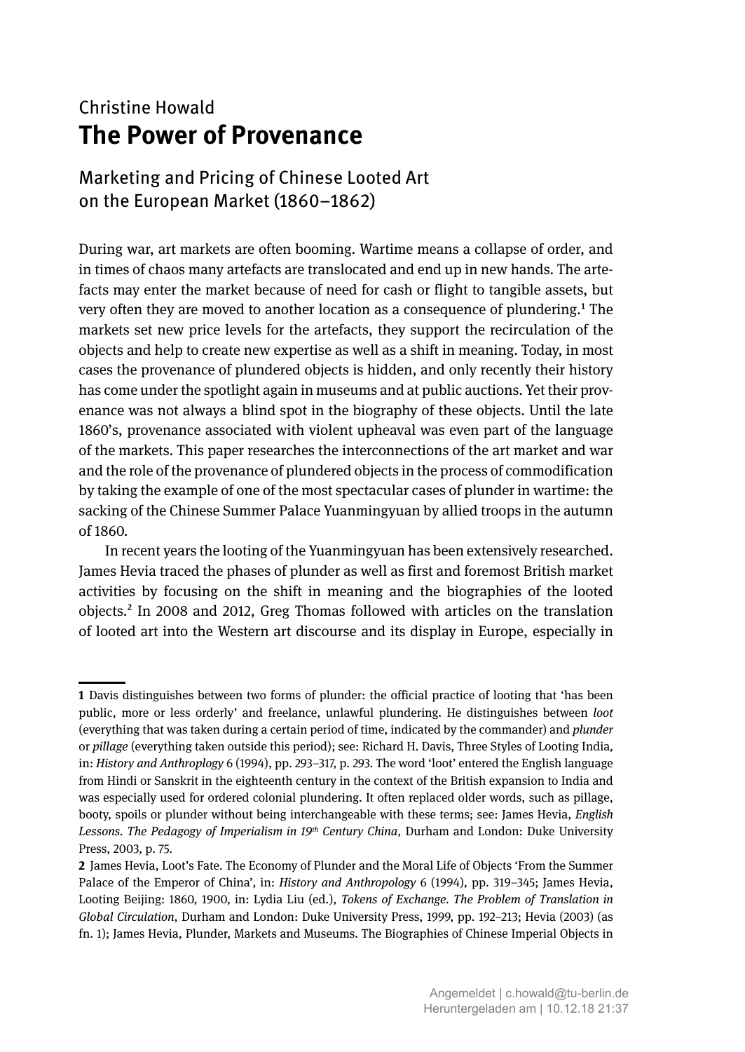Christine Howald

# The Power of Provenance

## Marketing and Pricing of Chinese Looted Art on the European Market (1860–1862)

During war, art markets are often booming. Wartime means a collapse of order, and in times of chaos many artefacts are translocated and end up in new hands. The artefacts may enter the market because of need for cash or flight to tangible assets, but very often they are moved to another location as a consequence of plundering.[1] The markets set new price levels for the artefacts, they support the recirculation of the objects and help to create new expertise as well as a shift in meaning. Today, in most cases the provenance of plundered objects is hidden, and only recently their history has come under the spotlight again in museums and at public auctions. Yet their provenance was not always a blind spot in the biography of these objects. Until the late 1860's, provenance associated with violent upheaval was even part of the language of the markets. This paper researches the interconnections of the art market and war and the role of the provenance of plundered objects in the process of commodification by taking the example of one of the most spectacular cases of plunder in wartime: the sacking of the Chinese Summer Palace Yuanmingyuan by allied troops in the autumn of 1860.

In recent years the looting of the Yuanmingyuan has been extensively researched. James Hevia traced the phases of plunder as well as first and foremost British market activities by focusing on the shift in meaning and the biographies of the looted objects.[2] In 2008 and 2012, Greg Thomas followed with articles on the translation of looted art into the Western art discourse and its display in Europe, especially in

---

**1** Davis distinguishes between two forms of plunder: the official practice of looting that 'has been public, more or less orderly' and freelance, unlawful plundering. He distinguishes between *loot* (everything that was taken during a certain period of time, indicated by the commander) and *plunder* or *pillage* (everything taken outside this period); see: Richard H. Davis, Three Styles of Looting India, in: *History and Anthropology* 6 (1994), pp. 293–317, p. 293. The word 'loot' entered the English language from Hindi or Sanskrit in the eighteenth century in the context of the British expansion to India and was especially used for ordered colonial plundering. It often replaced older words, such as pillage, booty, spoils or plunder without being interchangeable with these terms; see: James Hevia, *English Lessons. The Pedagogy of Imperialism in 19th Century China*, Durham and London: Duke University Press, 2003, p. 75.

**2** James Hevia, Loot's Fate. The Economy of Plunder and the Moral Life of Objects 'From the Summer Palace of the Emperor of China', in: *History and Anthropology* 6 (1994), pp. 319–345; James Hevia, Looting Beijing: 1860, 1900, in: Lydia Liu (ed.), *Tokens of Exchange. The Problem of Translation in Global Circulation*, Durham and London: Duke University Press, 1999, pp. 192–213; Hevia (2003) (as fn. 1); James Hevia, Plunder, Markets and Museums. The Biographies of Chinese Imperial Objects in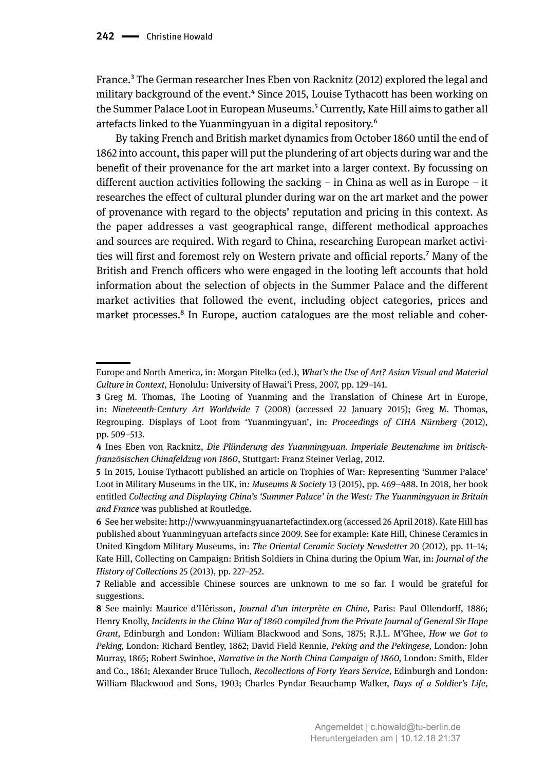France.[3] The German researcher Ines Eben von Racknitz (2012) explored the legal and military background of the event.[4] Since 2015, Louise Tythacott has been working on the Summer Palace Loot in European Museums.[5] Currently, Kate Hill aims to gather all artefacts linked to the Yuanmingyuan in a digital repository.[6]

By taking French and British market dynamics from October 1860 until the end of 1862 into account, this paper will put the plundering of art objects during war and the benefit of their provenance for the art market into a larger context. By focussing on different auction activities following the sacking – in China as well as in Europe – it researches the effect of cultural plunder during war on the art market and the power of provenance with regard to the objects' reputation and pricing in this context. As the paper addresses a vast geographical range, different methodical approaches and sources are required. With regard to China, researching European market activities will first and foremost rely on Western private and official reports.[7] Many of the British and French officers who were engaged in the looting left accounts that hold information about the selection of objects in the Summer Palace and the different market activities that followed the event, including object categories, prices and market processes.[8] In Europe, auction catalogues are the most reliable and coher-

---

Europe and North America, in: Morgan Pitelka (ed.), *What's the Use of Art? Asian Visual and Material Culture in Context,* Honolulu: University of Hawai'i Press, 2007, pp. 129–141.

**3** Greg M. Thomas, The Looting of Yuanming and the Translation of Chinese Art in Europe, in: *Nineteenth-Century Art Worldwide* 7 (2008) (accessed 22 January 2015); Greg M. Thomas, Regrouping. Displays of Loot from 'Yuanmingyuan', in: *Proceedings of CIHA Nürnberg* (2012), pp. 509–513.

**4** Ines Eben von Racknitz, *Die Plünderung des Yuanmingyuan. Imperiale Beutenahme im britisch-französischen Chinafeldzug von 1860*, Stuttgart: Franz Steiner Verlag, 2012.

**5** In 2015, Louise Tythacott published an article on Trophies of War: Representing 'Summer Palace' Loot in Military Museums in the UK, in*: Museums & Society* 13 (2015), pp. 469–488. In 2018, her book entitled *Collecting and Displaying China's 'Summer Palace' in the West: The Yuanmingyuan in Britain and France* was published at Routledge.

**6** See her website: http://www.yuanmingyuanartefactindex.org (accessed 26 April 2018). Kate Hill has published about Yuanmingyuan artefacts since 2009. See for example: Kate Hill, Chinese Ceramics in United Kingdom Military Museums, in: *The Oriental Ceramic Society Newsletter* 20 (2012), pp. 11–14; Kate Hill, Collecting on Campaign: British Soldiers in China during the Opium War, in: *Journal of the History of Collections* 25 (2013), pp. 227–252.

**7** Reliable and accessible Chinese sources are unknown to me so far. I would be grateful for suggestions.

**8** See mainly: Maurice d'Hérisson, *Journal d'un interprète en Chine,* Paris: Paul Ollendorff, 1886; Henry Knolly, *Incidents in the China War of 1860 compiled from the Private Journal of General Sir Hope Grant,* Edinburgh and London: William Blackwood and Sons, 1875; R.J.L. M'Ghee, *How we Got to Peking,* London: Richard Bentley, 1862; David Field Rennie, *Peking and the Pekingese,* London: John Murray, 1865; Robert Swinhoe, *Narrative in the North China Campaign of 1860,* London: Smith, Elder and Co., 1861; Alexander Bruce Tulloch, *Recollections of Forty Years Service,* Edinburgh and London: William Blackwood and Sons, 1903; Charles Pyndar Beauchamp Walker, *Days of a Soldier's Life,*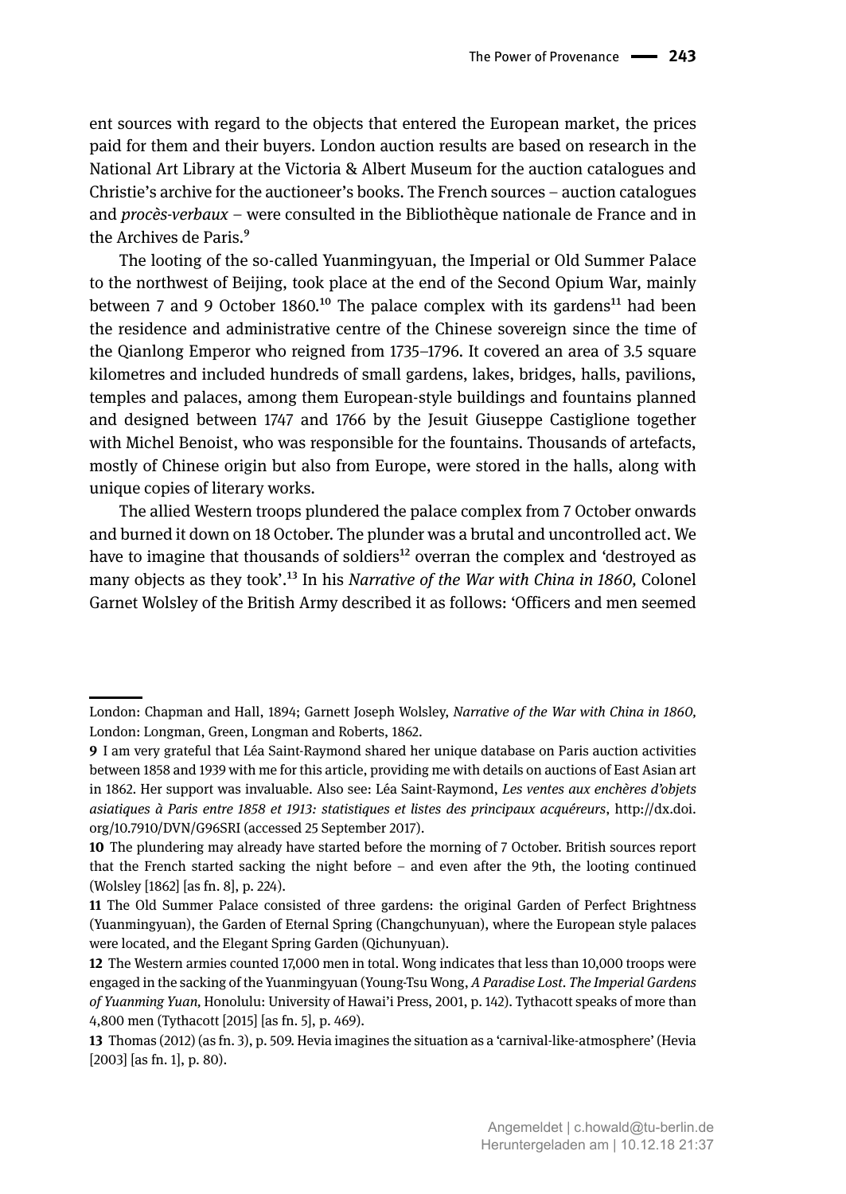ent sources with regard to the objects that entered the European market, the prices paid for them and their buyers. London auction results are based on research in the National Art Library at the Victoria & Albert Museum for the auction catalogues and Christie's archive for the auctioneer's books. The French sources – auction catalogues and *procès-verbaux* – were consulted in the Bibliothèque nationale de France and in the Archives de Paris.[9]

The looting of the so-called Yuanmingyuan, the Imperial or Old Summer Palace to the northwest of Beijing, took place at the end of the Second Opium War, mainly between 7 and 9 October 1860.[10] The palace complex with its gardens[11] had been the residence and administrative centre of the Chinese sovereign since the time of the Qianlong Emperor who reigned from 1735–1796. It covered an area of 3.5 square kilometres and included hundreds of small gardens, lakes, bridges, halls, pavilions, temples and palaces, among them European-style buildings and fountains planned and designed between 1747 and 1766 by the Jesuit Giuseppe Castiglione together with Michel Benoist, who was responsible for the fountains. Thousands of artefacts, mostly of Chinese origin but also from Europe, were stored in the halls, along with unique copies of literary works.

The allied Western troops plundered the palace complex from 7 October onwards and burned it down on 18 October. The plunder was a brutal and uncontrolled act. We have to imagine that thousands of soldiers[12] overran the complex and 'destroyed as many objects as they took'.[13] In his *Narrative of the War with China in 1860,* Colonel Garnet Wolsley of the British Army described it as follows: 'Officers and men seemed

---

London: Chapman and Hall, 1894; Garnett Joseph Wolsley, *Narrative of the War with China in 1860*, London: Longman, Green, Longman and Roberts, 1862.

**9** I am very grateful that Léa Saint-Raymond shared her unique database on Paris auction activities between 1858 and 1939 with me for this article, providing me with details on auctions of East Asian art in 1862. Her support was invaluable. Also see: Léa Saint-Raymond, *Les ventes aux enchères d'objets asiatiques à Paris entre 1858 et 1913: statistiques et listes des principaux acquéreurs*, http://dx.doi.org/10.7910/DVN/G96SRI (accessed 25 September 2017).

**10** The plundering may already have started before the morning of 7 October. British sources report that the French started sacking the night before – and even after the 9th, the looting continued (Wolsley [1862] [as fn. 8], p. 224).

**11** The Old Summer Palace consisted of three gardens: the original Garden of Perfect Brightness (Yuanmingyuan), the Garden of Eternal Spring (Changchunyuan), where the European style palaces were located, and the Elegant Spring Garden (Qichunyuan).

**12** The Western armies counted 17,000 men in total. Wong indicates that less than 10,000 troops were engaged in the sacking of the Yuanmingyuan (Young-Tsu Wong, *A Paradise Lost. The Imperial Gardens of Yuanming Yuan*, Honolulu: University of Hawai'i Press, 2001, p. 142). Tythacott speaks of more than 4,800 men (Tythacott [2015] [as fn. 5], p. 469).

**13** Thomas (2012) (as fn. 3), p. 509. Hevia imagines the situation as a 'carnival-like-atmosphere' (Hevia [2003] [as fn. 1], p. 80).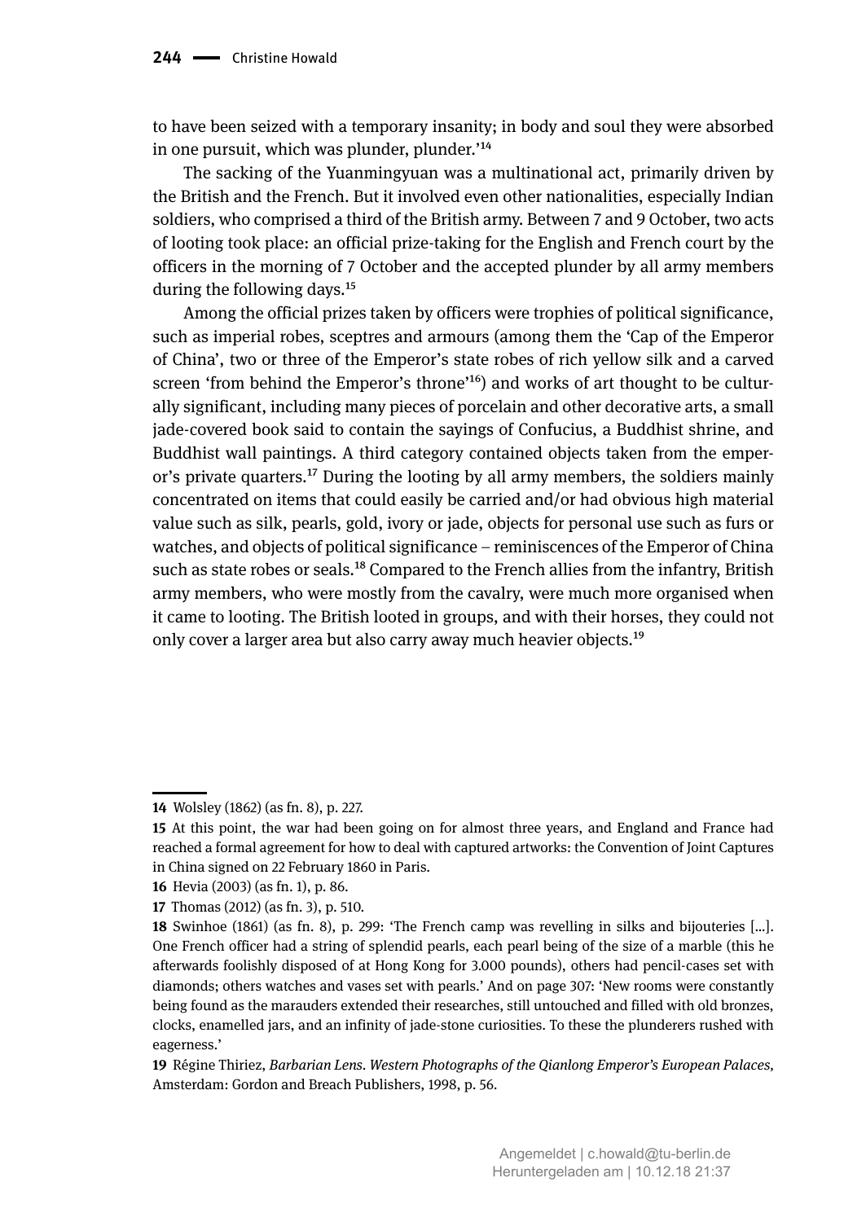to have been seized with a temporary insanity; in body and soul they were absorbed in one pursuit, which was plunder, plunder.'[14]

The sacking of the Yuanmingyuan was a multinational act, primarily driven by the British and the French. But it involved even other nationalities, especially Indian soldiers, who comprised a third of the British army. Between 7 and 9 October, two acts of looting took place: an official prize-taking for the English and French court by the officers in the morning of 7 October and the accepted plunder by all army members during the following days.[15]

Among the official prizes taken by officers were trophies of political significance, such as imperial robes, sceptres and armours (among them the 'Cap of the Emperor of China', two or three of the Emperor's state robes of rich yellow silk and a carved screen 'from behind the Emperor's throne'[16]) and works of art thought to be culturally significant, including many pieces of porcelain and other decorative arts, a small jade-covered book said to contain the sayings of Confucius, a Buddhist shrine, and Buddhist wall paintings. A third category contained objects taken from the emperor's private quarters.[17] During the looting by all army members, the soldiers mainly concentrated on items that could easily be carried and/or had obvious high material value such as silk, pearls, gold, ivory or jade, objects for personal use such as furs or watches, and objects of political significance – reminiscences of the Emperor of China such as state robes or seals.[18] Compared to the French allies from the infantry, British army members, who were mostly from the cavalry, were much more organised when it came to looting. The British looted in groups, and with their horses, they could not only cover a larger area but also carry away much heavier objects.[19]

---

**14** Wolsley (1862) (as fn. 8), p. 227.

**15** At this point, the war had been going on for almost three years, and England and France had reached a formal agreement for how to deal with captured artworks: the Convention of Joint Captures in China signed on 22 February 1860 in Paris.

**16** Hevia (2003) (as fn. 1), p. 86.

**17** Thomas (2012) (as fn. 3), p. 510.

**18** Swinhoe (1861) (as fn. 8), p. 299: 'The French camp was revelling in silks and bijouteries [...]. One French officer had a string of splendid pearls, each pearl being of the size of a marble (this he afterwards foolishly disposed of at Hong Kong for 3.000 pounds), others had pencil-cases set with diamonds; others watches and vases set with pearls.' And on page 307: 'New rooms were constantly being found as the marauders extended their researches, still untouched and filled with old bronzes, clocks, enamelled jars, and an infinity of jade-stone curiosities. To these the plunderers rushed with eagerness.'

**19** Régine Thiriez, *Barbarian Lens. Western Photographs of the Qianlong Emperor's European Palaces*, Amsterdam: Gordon and Breach Publishers, 1998, p. 56.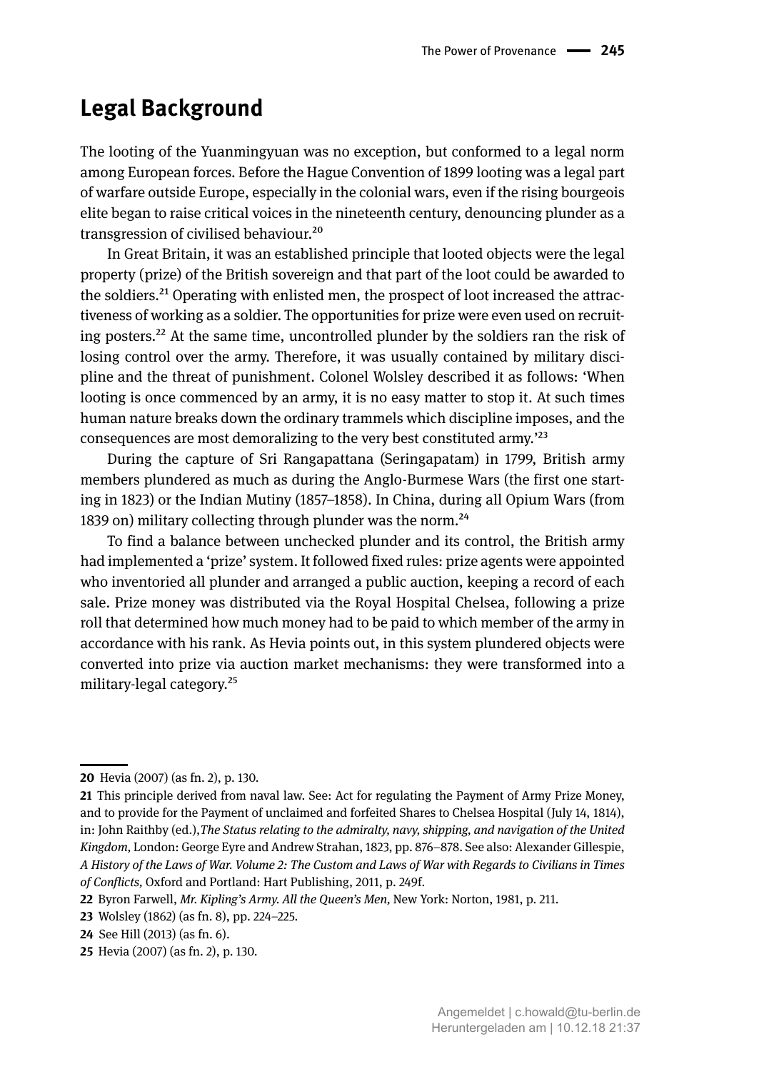## Legal Background

The looting of the Yuanmingyuan was no exception, but conformed to a legal norm among European forces. Before the Hague Convention of 1899 looting was a legal part of warfare outside Europe, especially in the colonial wars, even if the rising bourgeois elite began to raise critical voices in the nineteenth century, denouncing plunder as a transgression of civilised behaviour.[20]

In Great Britain, it was an established principle that looted objects were the legal property (prize) of the British sovereign and that part of the loot could be awarded to the soldiers.[21] Operating with enlisted men, the prospect of loot increased the attractiveness of working as a soldier. The opportunities for prize were even used on recruiting posters.[22] At the same time, uncontrolled plunder by the soldiers ran the risk of losing control over the army. Therefore, it was usually contained by military discipline and the threat of punishment. Colonel Wolsley described it as follows: 'When looting is once commenced by an army, it is no easy matter to stop it. At such times human nature breaks down the ordinary trammels which discipline imposes, and the consequences are most demoralizing to the very best constituted army.'[23]

During the capture of Sri Rangapattana (Seringapatam) in 1799, British army members plundered as much as during the Anglo-Burmese Wars (the first one starting in 1823) or the Indian Mutiny (1857–1858). In China, during all Opium Wars (from 1839 on) military collecting through plunder was the norm.[24]

To find a balance between unchecked plunder and its control, the British army had implemented a 'prize' system. It followed fixed rules: prize agents were appointed who inventoried all plunder and arranged a public auction, keeping a record of each sale. Prize money was distributed via the Royal Hospital Chelsea, following a prize roll that determined how much money had to be paid to which member of the army in accordance with his rank. As Hevia points out, in this system plundered objects were converted into prize via auction market mechanisms: they were transformed into a military-legal category.[25]

---

**20** Hevia (2007) (as fn. 2), p. 130.

**21** This principle derived from naval law. See: Act for regulating the Payment of Army Prize Money, and to provide for the Payment of unclaimed and forfeited Shares to Chelsea Hospital (July 14, 1814), in: John Raithby (ed.),*The Status relating to the admiralty, navy, shipping, and navigation of the United Kingdom*, London: George Eyre and Andrew Strahan, 1823, pp. 876–878. See also: Alexander Gillespie, *A History of the Laws of War. Volume 2: The Custom and Laws of War with Regards to Civilians in Times of Conflicts*, Oxford and Portland: Hart Publishing, 2011, p. 249f.

**22** Byron Farwell, *Mr. Kipling's Army. All the Queen's Men*, New York: Norton, 1981, p. 211.

**23** Wolsley (1862) (as fn. 8), pp. 224–225.

**24** See Hill (2013) (as fn. 6).

**25** Hevia (2007) (as fn. 2), p. 130.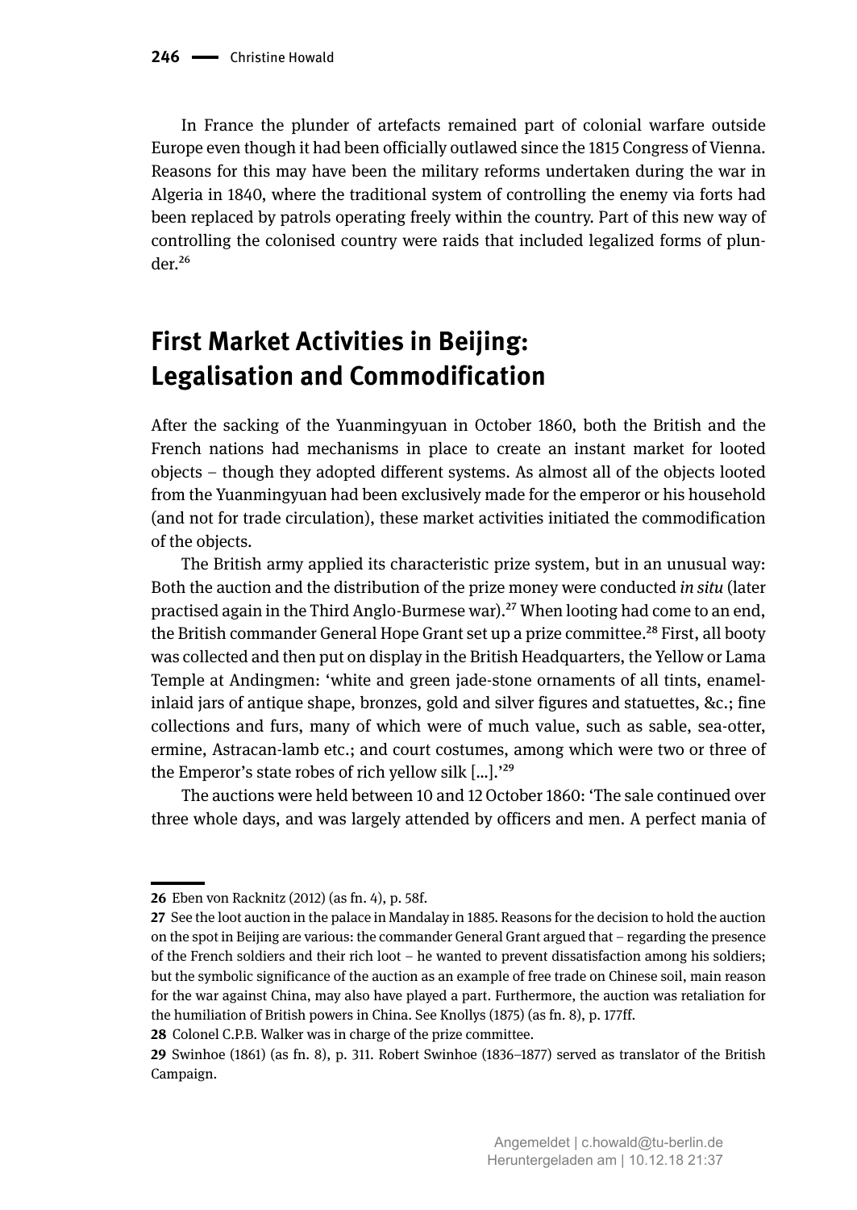In France the plunder of artefacts remained part of colonial warfare outside Europe even though it had been officially outlawed since the 1815 Congress of Vienna. Reasons for this may have been the military reforms undertaken during the war in Algeria in 1840, where the traditional system of controlling the enemy via forts had been replaced by patrols operating freely within the country. Part of this new way of controlling the colonised country were raids that included legalized forms of plunder.[26]

## First Market Activities in Beijing: Legalisation and Commodification

After the sacking of the Yuanmingyuan in October 1860, both the British and the French nations had mechanisms in place to create an instant market for looted objects – though they adopted different systems. As almost all of the objects looted from the Yuanmingyuan had been exclusively made for the emperor or his household (and not for trade circulation), these market activities initiated the commodification of the objects.

The British army applied its characteristic prize system, but in an unusual way: Both the auction and the distribution of the prize money were conducted *in situ* (later practised again in the Third Anglo-Burmese war).[27] When looting had come to an end, the British commander General Hope Grant set up a prize committee.[28] First, all booty was collected and then put on display in the British Headquarters, the Yellow or Lama Temple at Andingmen: 'white and green jade-stone ornaments of all tints, enamel-inlaid jars of antique shape, bronzes, gold and silver figures and statuettes, &c.; fine collections and furs, many of which were of much value, such as sable, sea-otter, ermine, Astracan-lamb etc.; and court costumes, among which were two or three of the Emperor's state robes of rich yellow silk [...].'[29]

The auctions were held between 10 and 12 October 1860: 'The sale continued over three whole days, and was largely attended by officers and men. A perfect mania of

---

26 Eben von Racknitz (2012) (as fn. 4), p. 58f.

27 See the loot auction in the palace in Mandalay in 1885. Reasons for the decision to hold the auction on the spot in Beijing are various: the commander General Grant argued that – regarding the presence of the French soldiers and their rich loot – he wanted to prevent dissatisfaction among his soldiers; but the symbolic significance of the auction as an example of free trade on Chinese soil, main reason for the war against China, may also have played a part. Furthermore, the auction was retaliation for the humiliation of British powers in China. See Knollys (1875) (as fn. 8), p. 177ff.

28 Colonel C.P.B. Walker was in charge of the prize committee.

29 Swinhoe (1861) (as fn. 8), p. 311. Robert Swinhoe (1836–1877) served as translator of the British Campaign.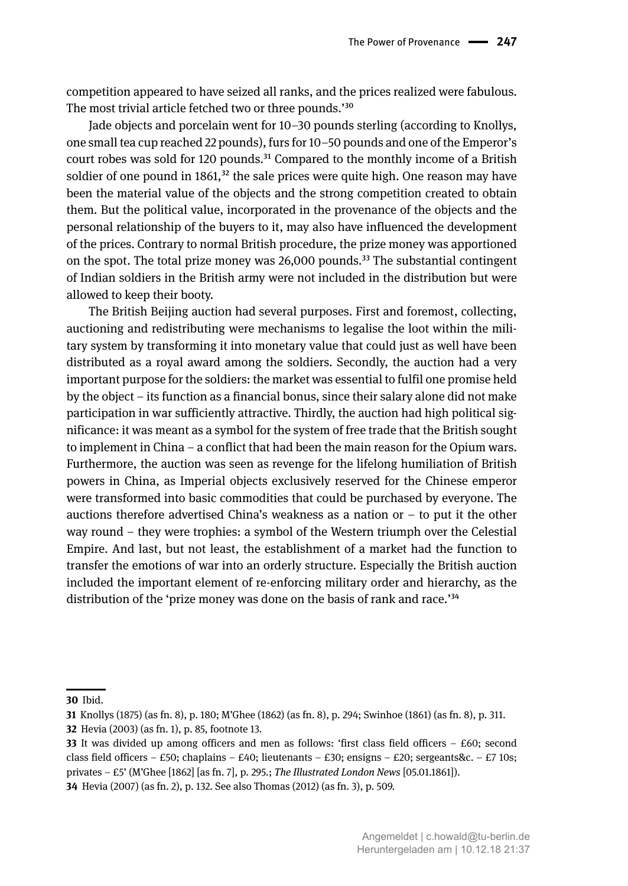competition appeared to have seized all ranks, and the prices realized were fabulous. The most trivial article fetched two or three pounds.'[30]

Jade objects and porcelain went for 10–30 pounds sterling (according to Knollys, one small tea cup reached 22 pounds), furs for 10–50 pounds and one of the Emperor's court robes was sold for 120 pounds.[31] Compared to the monthly income of a British soldier of one pound in 1861,[32] the sale prices were quite high. One reason may have been the material value of the objects and the strong competition created to obtain them. But the political value, incorporated in the provenance of the objects and the personal relationship of the buyers to it, may also have influenced the development of the prices. Contrary to normal British procedure, the prize money was apportioned on the spot. The total prize money was 26,000 pounds.[33] The substantial contingent of Indian soldiers in the British army were not included in the distribution but were allowed to keep their booty.

The British Beijing auction had several purposes. First and foremost, collecting, auctioning and redistributing were mechanisms to legalise the loot within the military system by transforming it into monetary value that could just as well have been distributed as a royal award among the soldiers. Secondly, the auction had a very important purpose for the soldiers: the market was essential to fulfil one promise held by the object – its function as a financial bonus, since their salary alone did not make participation in war sufficiently attractive. Thirdly, the auction had high political significance: it was meant as a symbol for the system of free trade that the British sought to implement in China – a conflict that had been the main reason for the Opium wars. Furthermore, the auction was seen as revenge for the lifelong humiliation of British powers in China, as Imperial objects exclusively reserved for the Chinese emperor were transformed into basic commodities that could be purchased by everyone. The auctions therefore advertised China's weakness as a nation or – to put it the other way round – they were trophies: a symbol of the Western triumph over the Celestial Empire. And last, but not least, the establishment of a market had the function to transfer the emotions of war into an orderly structure. Especially the British auction included the important element of re-enforcing military order and hierarchy, as the distribution of the 'prize money was done on the basis of rank and race.'[34]

---

30 Ibid.

31 Knollys (1875) (as fn. 8), p. 180; M'Ghee (1862) (as fn. 8), p. 294; Swinhoe (1861) (as fn. 8), p. 311.

32 Hevia (2003) (as fn. 1), p. 85, footnote 13.

33 It was divided up among officers and men as follows: 'first class field officers – £60; second class field officers – £50; chaplains – £40; lieutenants – £30; ensigns – £20; sergeants&c. – £7 10s; privates – £5' (M'Ghee [1862] [as fn. 7], p. 295.; *The Illustrated London News* [05.01.1861]).

34 Hevia (2007) (as fn. 2), p. 132. See also Thomas (2012) (as fn. 3), p. 509.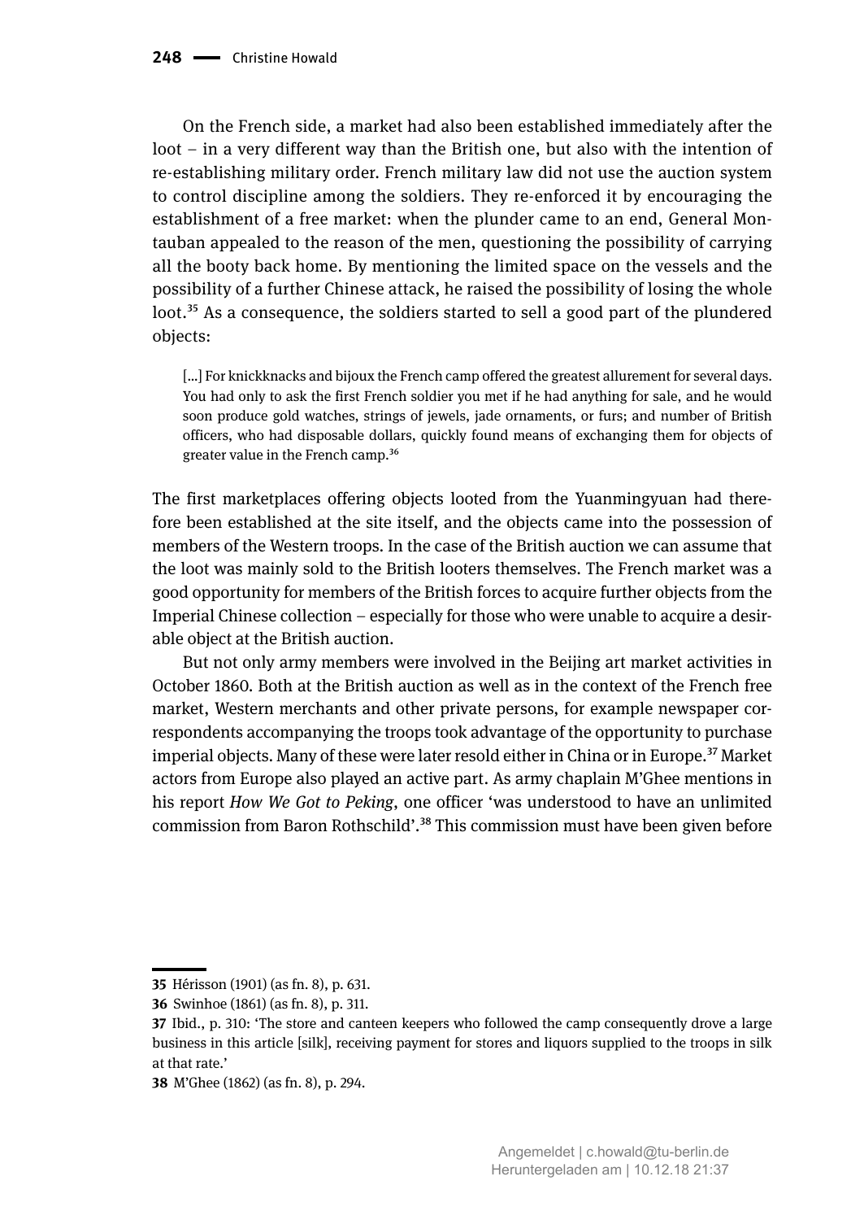On the French side, a market had also been established immediately after the loot – in a very different way than the British one, but also with the intention of re-establishing military order. French military law did not use the auction system to control discipline among the soldiers. They re-enforced it by encouraging the establishment of a free market: when the plunder came to an end, General Montauban appealed to the reason of the men, questioning the possibility of carrying all the booty back home. By mentioning the limited space on the vessels and the possibility of a further Chinese attack, he raised the possibility of losing the whole loot.[35] As a consequence, the soldiers started to sell a good part of the plundered objects:

> [...] For knickknacks and bijoux the French camp offered the greatest allurement for several days. You had only to ask the first French soldier you met if he had anything for sale, and he would soon produce gold watches, strings of jewels, jade ornaments, or furs; and number of British officers, who had disposable dollars, quickly found means of exchanging them for objects of greater value in the French camp.[36]

The first marketplaces offering objects looted from the Yuanmingyuan had therefore been established at the site itself, and the objects came into the possession of members of the Western troops. In the case of the British auction we can assume that the loot was mainly sold to the British looters themselves. The French market was a good opportunity for members of the British forces to acquire further objects from the Imperial Chinese collection – especially for those who were unable to acquire a desirable object at the British auction.

But not only army members were involved in the Beijing art market activities in October 1860. Both at the British auction as well as in the context of the French free market, Western merchants and other private persons, for example newspaper correspondents accompanying the troops took advantage of the opportunity to purchase imperial objects. Many of these were later resold either in China or in Europe.[37] Market actors from Europe also played an active part. As army chaplain M'Ghee mentions in his report *How We Got to Peking*, one officer 'was understood to have an unlimited commission from Baron Rothschild'.[38] This commission must have been given before

---

**35** Hérisson (1901) (as fn. 8), p. 631.

**36** Swinhoe (1861) (as fn. 8), p. 311.

**37** Ibid., p. 310: 'The store and canteen keepers who followed the camp consequently drove a large business in this article [silk], receiving payment for stores and liquors supplied to the troops in silk at that rate.'

**38** M'Ghee (1862) (as fn. 8), p. 294.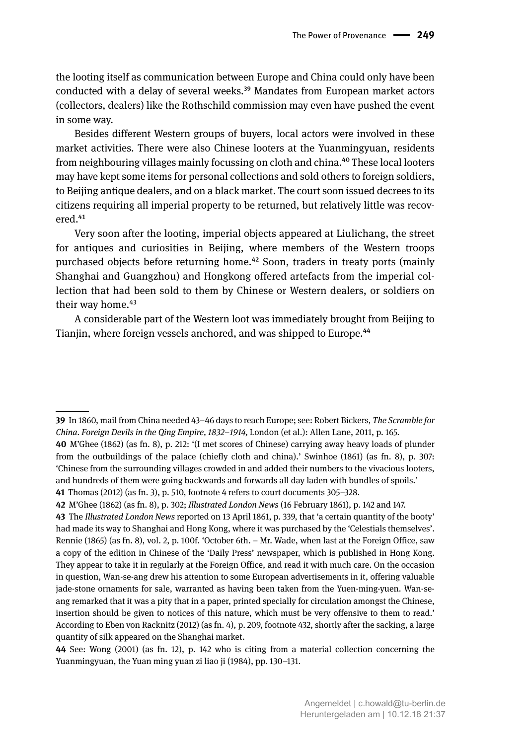the looting itself as communication between Europe and China could only have been conducted with a delay of several weeks.[39] Mandates from European market actors (collectors, dealers) like the Rothschild commission may even have pushed the event in some way.

Besides different Western groups of buyers, local actors were involved in these market activities. There were also Chinese looters at the Yuanmingyuan, residents from neighbouring villages mainly focussing on cloth and china.[40] These local looters may have kept some items for personal collections and sold others to foreign soldiers, to Beijing antique dealers, and on a black market. The court soon issued decrees to its citizens requiring all imperial property to be returned, but relatively little was recovered.[41]

Very soon after the looting, imperial objects appeared at Liulichang, the street for antiques and curiosities in Beijing, where members of the Western troops purchased objects before returning home.[42] Soon, traders in treaty ports (mainly Shanghai and Guangzhou) and Hongkong offered artefacts from the imperial collection that had been sold to them by Chinese or Western dealers, or soldiers on their way home.[43]

A considerable part of the Western loot was immediately brought from Beijing to Tianjin, where foreign vessels anchored, and was shipped to Europe.[44]

---

**39** In 1860, mail from China needed 43–46 days to reach Europe; see: Robert Bickers, *The Scramble for China. Foreign Devils in the Qing Empire, 1832–1914,* London (et al.): Allen Lane, 2011, p. 165.

**40** M'Ghee (1862) (as fn. 8), p. 212: '(I met scores of Chinese) carrying away heavy loads of plunder from the outbuildings of the palace (chiefly cloth and china).' Swinhoe (1861) (as fn. 8), p. 307: 'Chinese from the surrounding villages crowded in and added their numbers to the vivacious looters, and hundreds of them were going backwards and forwards all day laden with bundles of spoils.'

**41** Thomas (2012) (as fn. 3), p. 510, footnote 4 refers to court documents 305–328.

**42** M'Ghee (1862) (as fn. 8), p. 302; *Illustrated London News* (16 February 1861), p. 142 and 147.

**43** The *Illustrated London News* reported on 13 April 1861, p. 339, that 'a certain quantity of the booty' had made its way to Shanghai and Hong Kong, where it was purchased by the 'Celestials themselves'. Rennie (1865) (as fn. 8), vol. 2, p. 100f. 'October 6th. – Mr. Wade, when last at the Foreign Office, saw a copy of the edition in Chinese of the 'Daily Press' newspaper, which is published in Hong Kong. They appear to take it in regularly at the Foreign Office, and read it with much care. On the occasion in question, Wan-se-ang drew his attention to some European advertisements in it, offering valuable jade-stone ornaments for sale, warranted as having been taken from the Yuen-ming-yuen. Wan-se-ang remarked that it was a pity that in a paper, printed specially for circulation amongst the Chinese, insertion should be given to notices of this nature, which must be very offensive to them to read.' According to Eben von Racknitz (2012) (as fn. 4), p. 209, footnote 432, shortly after the sacking, a large quantity of silk appeared on the Shanghai market.

**44** See: Wong (2001) (as fn. 12), p. 142 who is citing from a material collection concerning the Yuanmingyuan, the Yuan ming yuan zi liao ji (1984), pp. 130–131.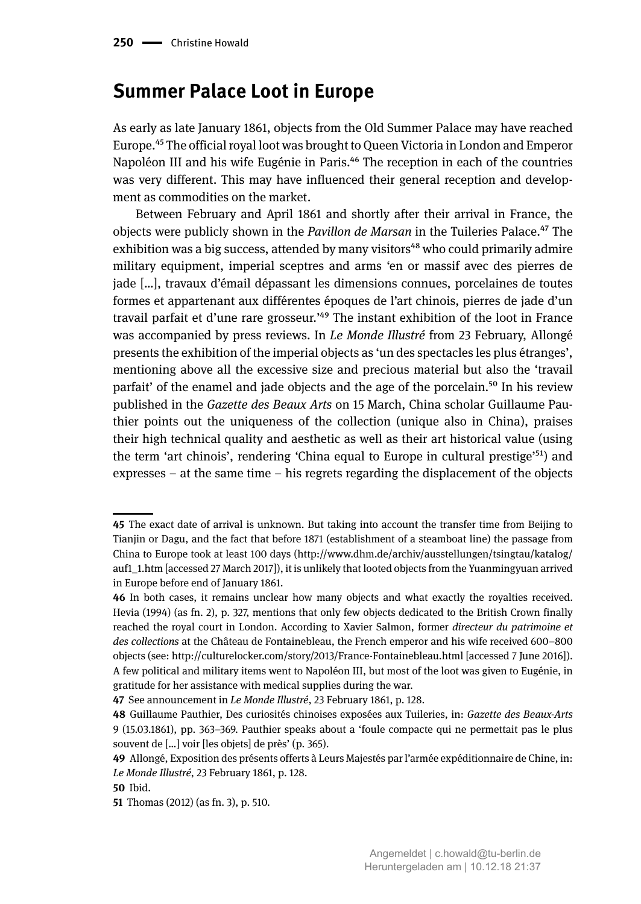## Summer Palace Loot in Europe

As early as late January 1861, objects from the Old Summer Palace may have reached Europe.[45] The official royal loot was brought to Queen Victoria in London and Emperor Napoléon III and his wife Eugénie in Paris.[46] The reception in each of the countries was very different. This may have influenced their general reception and development as commodities on the market.

Between February and April 1861 and shortly after their arrival in France, the objects were publicly shown in the *Pavillon de Marsan* in the Tuileries Palace.[47] The exhibition was a big success, attended by many visitors[48] who could primarily admire military equipment, imperial sceptres and arms 'en or massif avec des pierres de jade […], travaux d'émail dépassant les dimensions connues, porcelaines de toutes formes et appartenant aux différentes époques de l'art chinois, pierres de jade d'un travail parfait et d'une rare grosseur.'[49] The instant exhibition of the loot in France was accompanied by press reviews. In *Le Monde Illustré* from 23 February, Allongé presents the exhibition of the imperial objects as 'un des spectacles les plus étranges', mentioning above all the excessive size and precious material but also the 'travail parfait' of the enamel and jade objects and the age of the porcelain.[50] In his review published in the *Gazette des Beaux Arts* on 15 March, China scholar Guillaume Pauthier points out the uniqueness of the collection (unique also in China), praises their high technical quality and aesthetic as well as their art historical value (using the term 'art chinois', rendering 'China equal to Europe in cultural prestige'[51]) and expresses – at the same time – his regrets regarding the displacement of the objects

---

**45** The exact date of arrival is unknown. But taking into account the transfer time from Beijing to Tianjin or Dagu, and the fact that before 1871 (establishment of a steamboat line) the passage from China to Europe took at least 100 days (http://www.dhm.de/archiv/ausstellungen/tsingtau/katalog/auf1_1.htm [accessed 27 March 2017]), it is unlikely that looted objects from the Yuanmingyuan arrived in Europe before end of January 1861.

**46** In both cases, it remains unclear how many objects and what exactly the royalties received. Hevia (1994) (as fn. 2), p. 327, mentions that only few objects dedicated to the British Crown finally reached the royal court in London. According to Xavier Salmon, former *directeur du patrimoine et des collections* at the Château de Fontainebleau, the French emperor and his wife received 600–800 objects (see: http://culturelocker.com/story/2013/France-Fontainebleau.html [accessed 7 June 2016]). A few political and military items went to Napoléon III, but most of the loot was given to Eugénie, in gratitude for her assistance with medical supplies during the war.

**47** See announcement in *Le Monde Illustré*, 23 February 1861, p. 128.

**48** Guillaume Pauthier, Des curiosités chinoises exposées aux Tuileries, in: *Gazette des Beaux-Arts* 9 (15.03.1861), pp. 363–369. Pauthier speaks about a 'foule compacte qui ne permettait pas le plus souvent de […] voir [les objets] de près' (p. 365).

**49** Allongé, Exposition des présents offerts à Leurs Majestés par l'armée expéditionnaire de Chine, in: *Le Monde Illustré*, 23 February 1861, p. 128.

**50** Ibid.

**51** Thomas (2012) (as fn. 3), p. 510.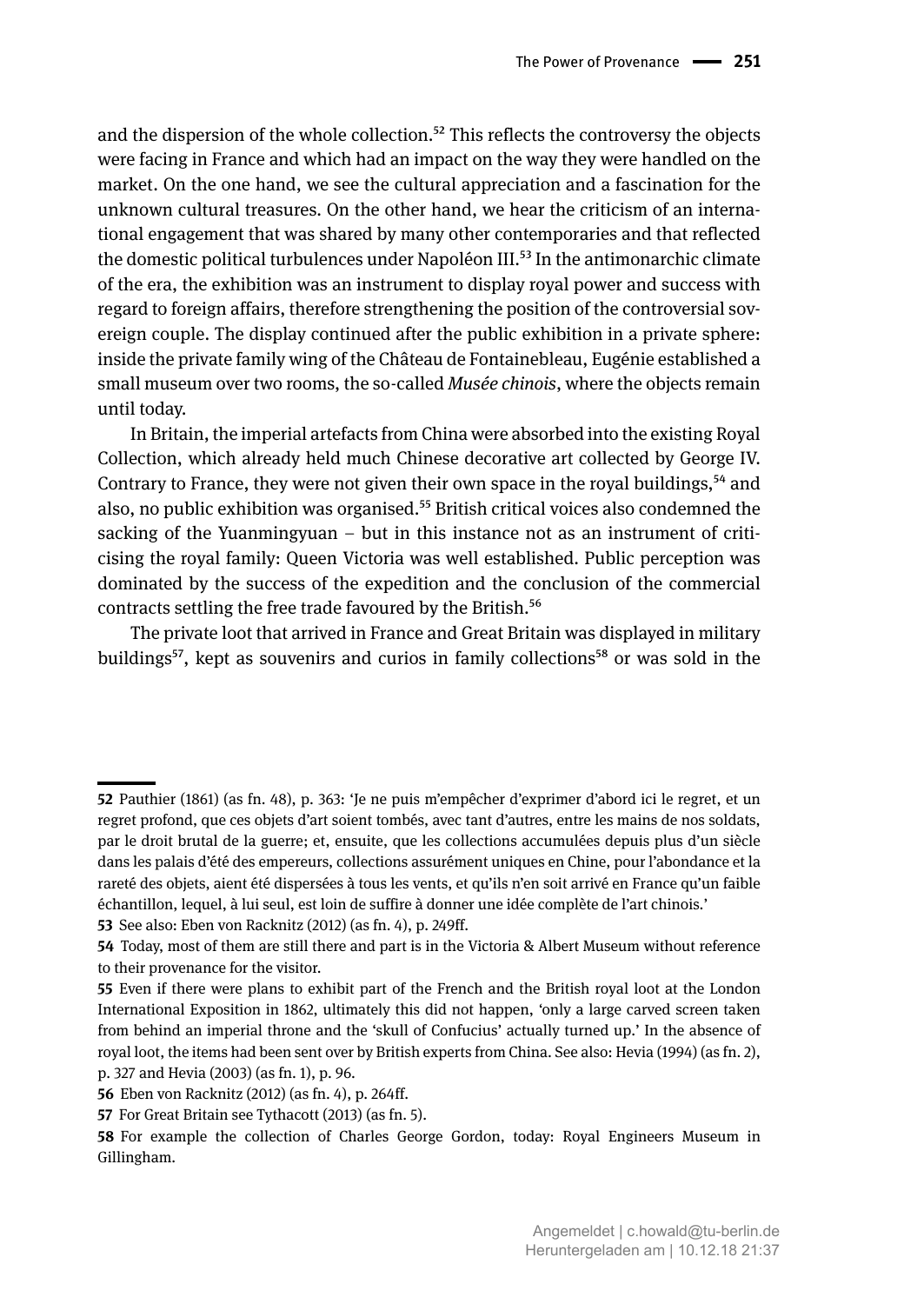and the dispersion of the whole collection.[52] This reflects the controversy the objects were facing in France and which had an impact on the way they were handled on the market. On the one hand, we see the cultural appreciation and a fascination for the unknown cultural treasures. On the other hand, we hear the criticism of an international engagement that was shared by many other contemporaries and that reflected the domestic political turbulences under Napoléon III.[53] In the antimonarchic climate of the era, the exhibition was an instrument to display royal power and success with regard to foreign affairs, therefore strengthening the position of the controversial sovereign couple. The display continued after the public exhibition in a private sphere: inside the private family wing of the Château de Fontainebleau, Eugénie established a small museum over two rooms, the so-called *Musée chinois*, where the objects remain until today.

In Britain, the imperial artefacts from China were absorbed into the existing Royal Collection, which already held much Chinese decorative art collected by George IV. Contrary to France, they were not given their own space in the royal buildings,[54] and also, no public exhibition was organised.[55] British critical voices also condemned the sacking of the Yuanmingyuan – but in this instance not as an instrument of criticising the royal family: Queen Victoria was well established. Public perception was dominated by the success of the expedition and the conclusion of the commercial contracts settling the free trade favoured by the British.[56]

The private loot that arrived in France and Great Britain was displayed in military buildings[57], kept as souvenirs and curios in family collections[58] or was sold in the

---

**52** Pauthier (1861) (as fn. 48), p. 363: 'Je ne puis m'empêcher d'exprimer d'abord ici le regret, et un regret profond, que ces objets d'art soient tombés, avec tant d'autres, entre les mains de nos soldats, par le droit brutal de la guerre; et, ensuite, que les collections accumulées depuis plus d'un siècle dans les palais d'été des empereurs, collections assurément uniques en Chine, pour l'abondance et la rareté des objets, aient été dispersées à tous les vents, et qu'ils n'en soit arrivé en France qu'un faible échantillon, lequel, à lui seul, est loin de suffire à donner une idée complète de l'art chinois.'

**53** See also: Eben von Racknitz (2012) (as fn. 4), p. 249ff.

**54** Today, most of them are still there and part is in the Victoria & Albert Museum without reference to their provenance for the visitor.

**55** Even if there were plans to exhibit part of the French and the British royal loot at the London International Exposition in 1862, ultimately this did not happen, 'only a large carved screen taken from behind an imperial throne and the 'skull of Confucius' actually turned up.' In the absence of royal loot, the items had been sent over by British experts from China. See also: Hevia (1994) (as fn. 2), p. 327 and Hevia (2003) (as fn. 1), p. 96.

**56** Eben von Racknitz (2012) (as fn. 4), p. 264ff.

**57** For Great Britain see Tythacott (2013) (as fn. 5).

**58** For example the collection of Charles George Gordon, today: Royal Engineers Museum in Gillingham.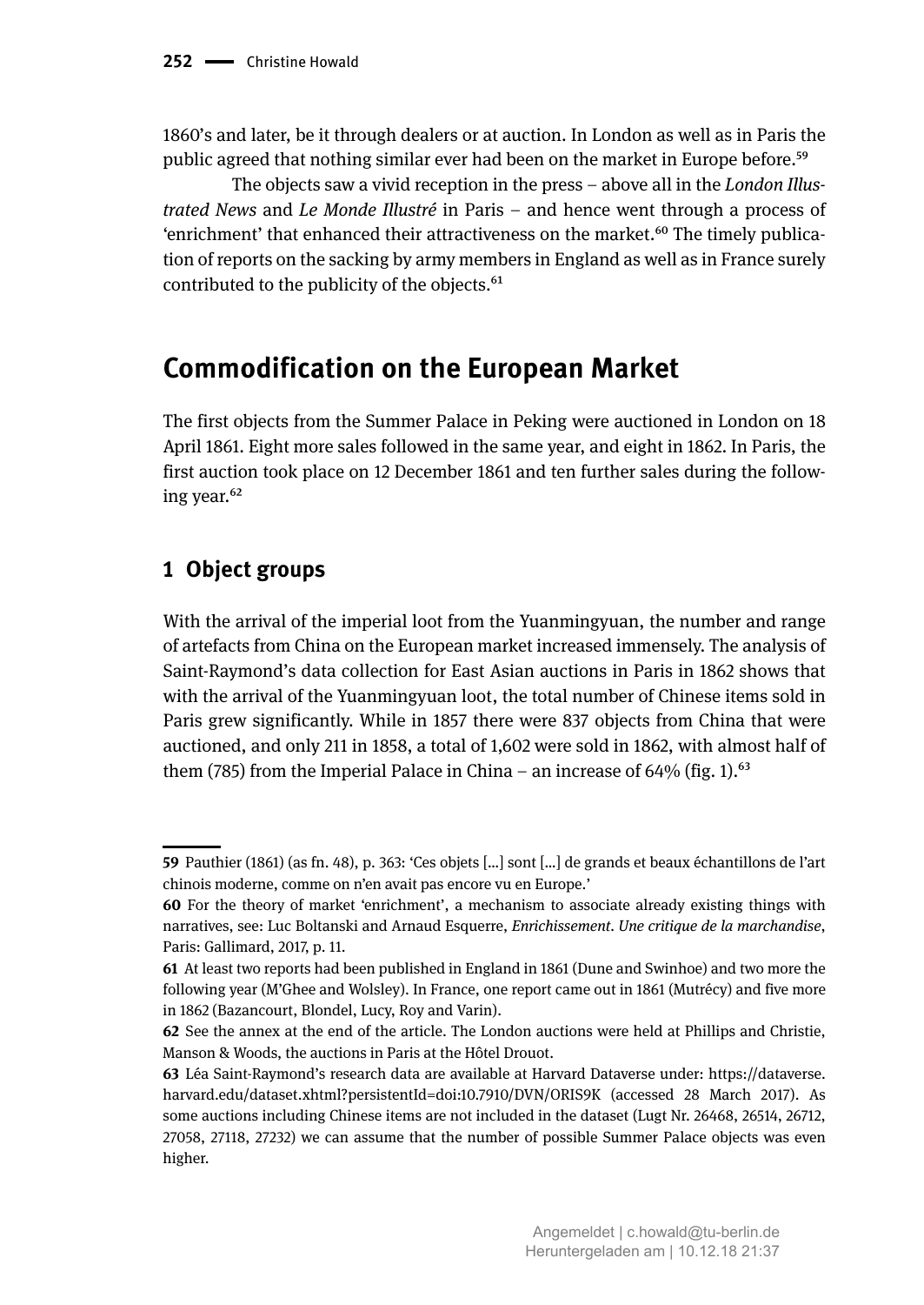1860's and later, be it through dealers or at auction. In London as well as in Paris the public agreed that nothing similar ever had been on the market in Europe before.[59]

The objects saw a vivid reception in the press – above all in the *London Illustrated News* and *Le Monde Illustré* in Paris – and hence went through a process of 'enrichment' that enhanced their attractiveness on the market.[60] The timely publication of reports on the sacking by army members in England as well as in France surely contributed to the publicity of the objects.[61]

## Commodification on the European Market

The first objects from the Summer Palace in Peking were auctioned in London on 18 April 1861. Eight more sales followed in the same year, and eight in 1862. In Paris, the first auction took place on 12 December 1861 and ten further sales during the following year.[62]

### 1 Object groups

With the arrival of the imperial loot from the Yuanmingyuan, the number and range of artefacts from China on the European market increased immensely. The analysis of Saint-Raymond's data collection for East Asian auctions in Paris in 1862 shows that with the arrival of the Yuanmingyuan loot, the total number of Chinese items sold in Paris grew significantly. While in 1857 there were 837 objects from China that were auctioned, and only 211 in 1858, a total of 1,602 were sold in 1862, with almost half of them (785) from the Imperial Palace in China – an increase of 64% (fig. 1).[63]

---

**59** Pauthier (1861) (as fn. 48), p. 363: 'Ces objets [...] sont [...] de grands et beaux échantillons de l'art chinois moderne, comme on n'en avait pas encore vu en Europe.'

**60** For the theory of market 'enrichment', a mechanism to associate already existing things with narratives, see: Luc Boltanski and Arnaud Esquerre, *Enrichissement. Une critique de la marchandise*, Paris: Gallimard, 2017, p. 11.

**61** At least two reports had been published in England in 1861 (Dune and Swinhoe) and two more the following year (M'Ghee and Wolsley). In France, one report came out in 1861 (Mutrécy) and five more in 1862 (Bazancourt, Blondel, Lucy, Roy and Varin).

**62** See the annex at the end of the article. The London auctions were held at Phillips and Christie, Manson & Woods, the auctions in Paris at the Hôtel Drouot.

**63** Léa Saint-Raymond's research data are available at Harvard Dataverse under: https://dataverse.harvard.edu/dataset.xhtml?persistentId=doi:10.7910/DVN/ORIS9K (accessed 28 March 2017). As some auctions including Chinese items are not included in the dataset (Lugt Nr. 26468, 26514, 26712, 27058, 27118, 27232) we can assume that the number of possible Summer Palace objects was even higher.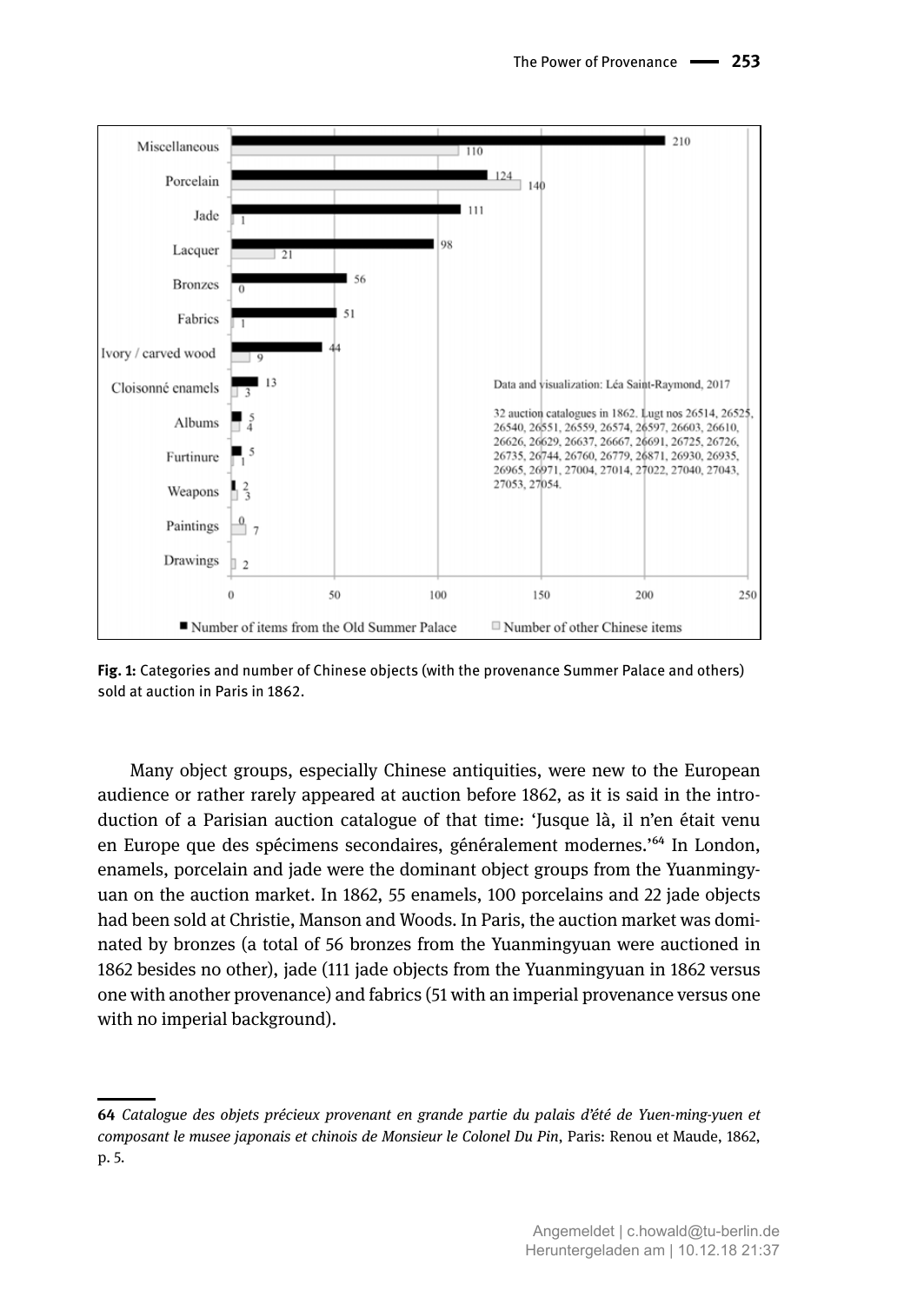| Category | Number of items from the Old Summer Palace | Number of other Chinese items |
|---|---|---|
| Miscellaneous | 210 | 110 |
| Porcelain | 124 | 140 |
| Jade | 111 | 1 |
| Lacquer | 98 | 21 |
| Bronzes | 56 | 0 |
| Fabrics | 51 | 1 |
| Ivory / carved wood | 44 | 9 |
| Cloisonné enamels | 13 | 3 |
| Albums | 5 | 4 |
| Furtinure | 5 | 1 |
| Weapons | 2 | 3 |
| Paintings | 0 | 7 |
| Drawings | | 2 |

Data and visualization: Léa Saint-Raymond, 2017

32 auction catalogues in 1862. Lugt nos 26514, 26525, 26540, 26551, 26559, 26574, 26597, 26603, 26610, 26626, 26629, 26637, 26667, 26691, 26725, 26726, 26735, 26744, 26760, 26779, 26871, 26930, 26935, 26965, 26971, 27004, 27014, 27022, 27040, 27043, 27053, 27054.

**Fig. 1:** Categories and number of Chinese objects (with the provenance Summer Palace and others) sold at auction in Paris in 1862.

Many object groups, especially Chinese antiquities, were new to the European audience or rather rarely appeared at auction before 1862, as it is said in the introduction of a Parisian auction catalogue of that time: 'Jusque là, il n'en était venu en Europe que des spécimens secondaires, généralement modernes.'[64] In London, enamels, porcelain and jade were the dominant object groups from the Yuanmingyuan on the auction market. In 1862, 55 enamels, 100 porcelains and 22 jade objects had been sold at Christie, Manson and Woods. In Paris, the auction market was dominated by bronzes (a total of 56 bronzes from the Yuanmingyuan were auctioned in 1862 besides no other), jade (111 jade objects from the Yuanmingyuan in 1862 versus one with another provenance) and fabrics (51 with an imperial provenance versus one with no imperial background).

---

**64** *Catalogue des objets précieux provenant en grande partie du palais d'été de Yuen-ming-yuen et composant le musee japonais et chinois de Monsieur le Colonel Du Pin*, Paris: Renou et Maude, 1862, p. 5.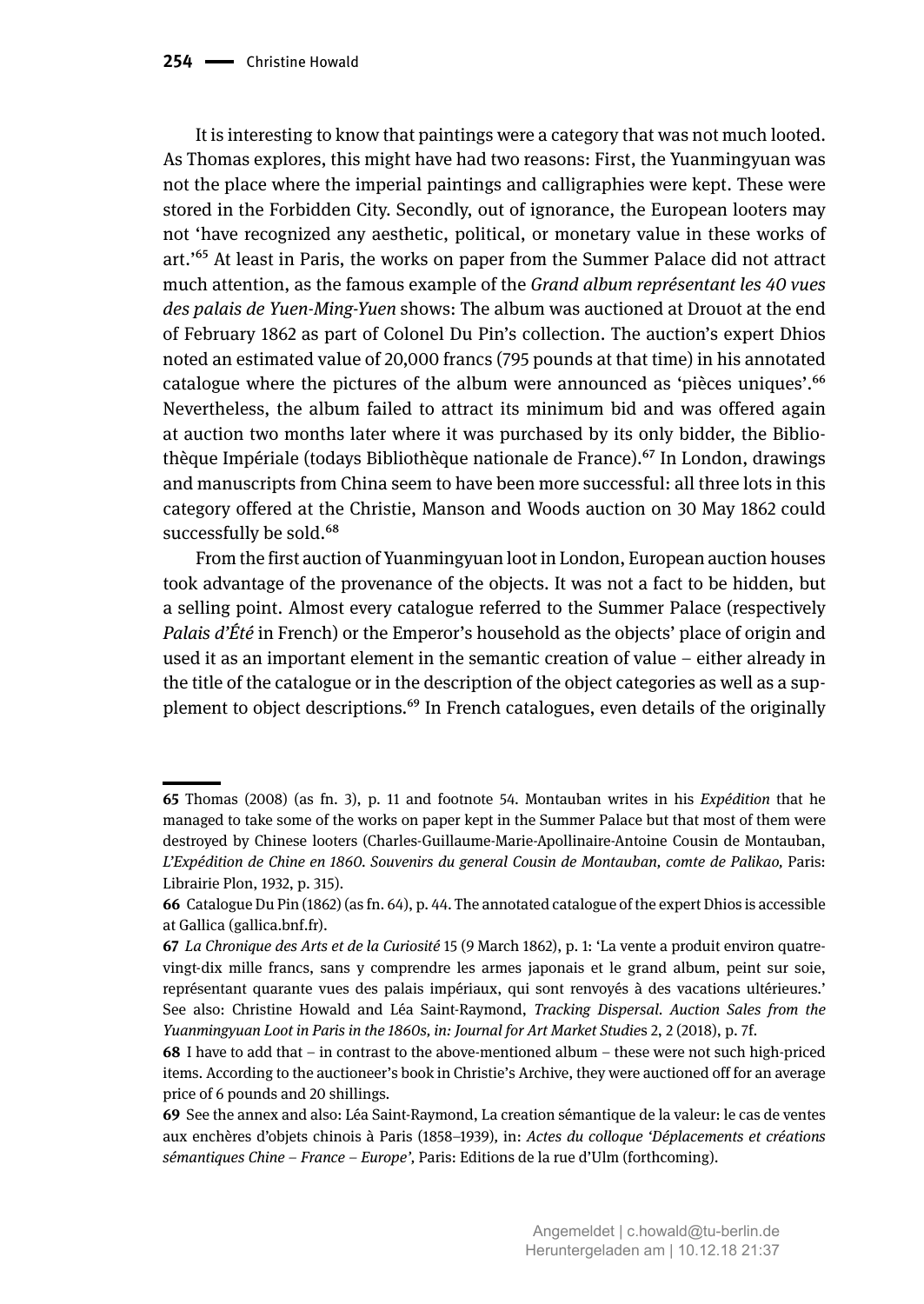It is interesting to know that paintings were a category that was not much looted. As Thomas explores, this might have had two reasons: First, the Yuanmingyuan was not the place where the imperial paintings and calligraphies were kept. These were stored in the Forbidden City. Secondly, out of ignorance, the European looters may not 'have recognized any aesthetic, political, or monetary value in these works of art.'[65] At least in Paris, the works on paper from the Summer Palace did not attract much attention, as the famous example of the *Grand album représentant les 40 vues des palais de Yuen-Ming-Yuen* shows: The album was auctioned at Drouot at the end of February 1862 as part of Colonel Du Pin's collection. The auction's expert Dhios noted an estimated value of 20,000 francs (795 pounds at that time) in his annotated catalogue where the pictures of the album were announced as 'pièces uniques'.[66] Nevertheless, the album failed to attract its minimum bid and was offered again at auction two months later where it was purchased by its only bidder, the Bibliothèque Impériale (todays Bibliothèque nationale de France).[67] In London, drawings and manuscripts from China seem to have been more successful: all three lots in this category offered at the Christie, Manson and Woods auction on 30 May 1862 could successfully be sold.[68]

From the first auction of Yuanmingyuan loot in London, European auction houses took advantage of the provenance of the objects. It was not a fact to be hidden, but a selling point. Almost every catalogue referred to the Summer Palace (respectively *Palais d'Été* in French) or the Emperor's household as the objects' place of origin and used it as an important element in the semantic creation of value – either already in the title of the catalogue or in the description of the object categories as well as a supplement to object descriptions.[69] In French catalogues, even details of the originally

---

65 Thomas (2008) (as fn. 3), p. 11 and footnote 54. Montauban writes in his *Expédition* that he managed to take some of the works on paper kept in the Summer Palace but that most of them were destroyed by Chinese looters (Charles-Guillaume-Marie-Apollinaire-Antoine Cousin de Montauban, *L'Expédition de Chine en 1860. Souvenirs du general Cousin de Montauban, comte de Palikao,* Paris: Librairie Plon, 1932, p. 315).

66 Catalogue Du Pin (1862) (as fn. 64), p. 44. The annotated catalogue of the expert Dhios is accessible at Gallica (gallica.bnf.fr).

67 *La Chronique des Arts et de la Curiosité* 15 (9 March 1862), p. 1: 'La vente a produit environ quatre-vingt-dix mille francs, sans y comprendre les armes japonais et le grand album, peint sur soie, représentant quarante vues des palais impériaux, qui sont renvoyés à des vacations ultérieures.' See also: Christine Howald and Léa Saint-Raymond, *Tracking Dispersal. Auction Sales from the Yuanmingyuan Loot in Paris in the 1860s, in: Journal for Art Market Studies* 2, 2 (2018), p. 7f.

68 I have to add that – in contrast to the above-mentioned album – these were not such high-priced items. According to the auctioneer's book in Christie's Archive, they were auctioned off for an average price of 6 pounds and 20 shillings.

69 See the annex and also: Léa Saint-Raymond, La creation sémantique de la valeur: le cas de ventes aux enchères d'objets chinois à Paris (1858–1939), in: *Actes du colloque 'Déplacements et créations sémantiques Chine – France – Europe',* Paris: Editions de la rue d'Ulm (forthcoming).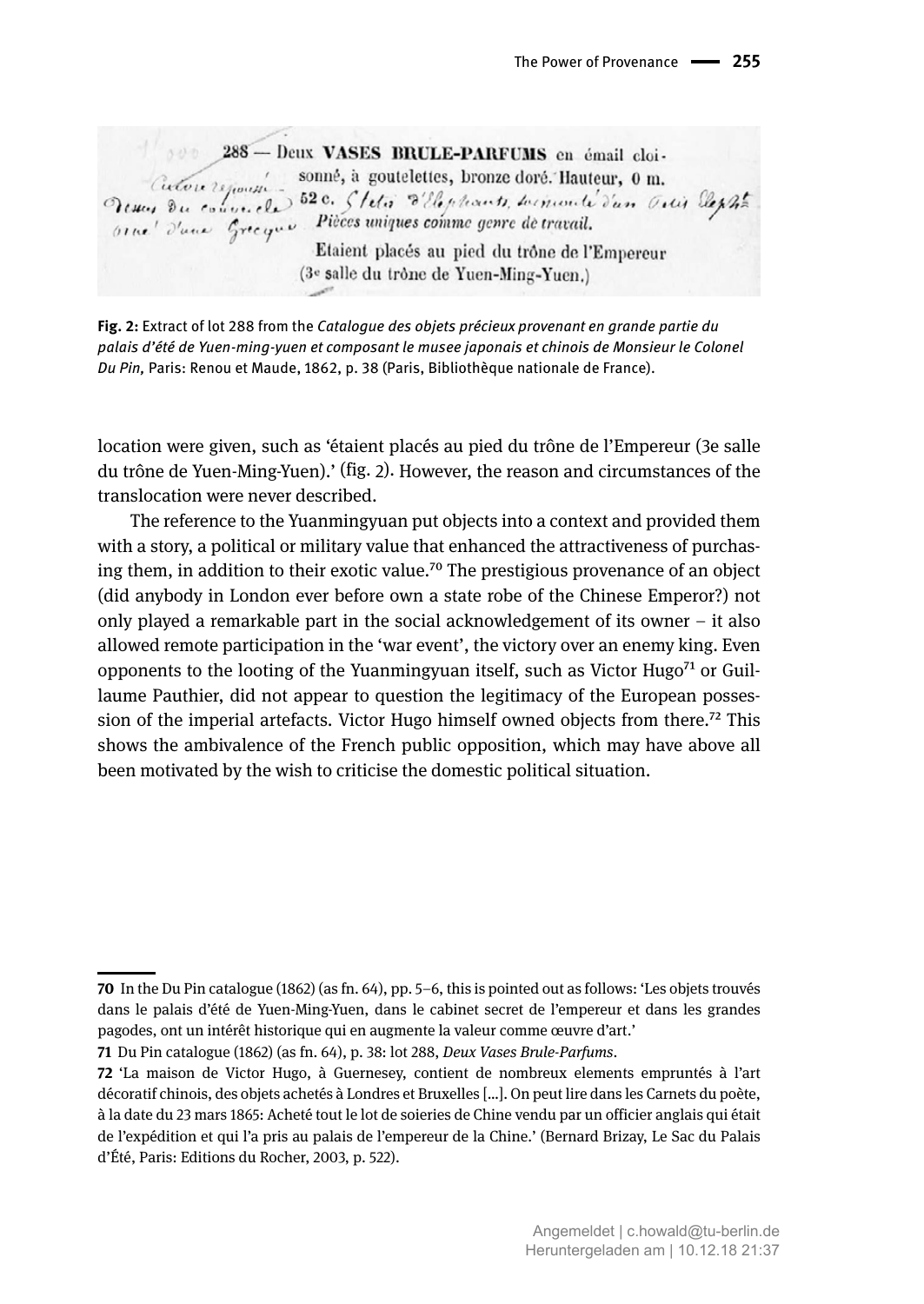> 288 — Deux **VASES BRULE-PARFUMS** en émail cloisonné, à goutelettes, bronze doré. Hauteur, 0 m. 52 c.
> *Pièces uniques comme genre de travail.*
> Etaient placés au pied du trône de l'Empereur (3e salle du trône de Yuen-Ming-Yuen.)

**Fig. 2:** Extract of lot 288 from the *Catalogue des objets précieux provenant en grande partie du palais d'été de Yuen-ming-yuen et composant le musee japonais et chinois de Monsieur le Colonel Du Pin,* Paris: Renou et Maude, 1862, p. 38 (Paris, Bibliothèque nationale de France).

location were given, such as 'étaient placés au pied du trône de l'Empereur (3e salle du trône de Yuen-Ming-Yuen).' (fig. 2). However, the reason and circumstances of the translocation were never described.

The reference to the Yuanmingyuan put objects into a context and provided them with a story, a political or military value that enhanced the attractiveness of purchasing them, in addition to their exotic value.[70] The prestigious provenance of an object (did anybody in London ever before own a state robe of the Chinese Emperor?) not only played a remarkable part in the social acknowledgement of its owner – it also allowed remote participation in the 'war event', the victory over an enemy king. Even opponents to the looting of the Yuanmingyuan itself, such as Victor Hugo[71] or Guillaume Pauthier, did not appear to question the legitimacy of the European possession of the imperial artefacts. Victor Hugo himself owned objects from there.[72] This shows the ambivalence of the French public opposition, which may have above all been motivated by the wish to criticise the domestic political situation.

---

**70** In the Du Pin catalogue (1862) (as fn. 64), pp. 5–6, this is pointed out as follows: 'Les objets trouvés dans le palais d'été de Yuen-Ming-Yuen, dans le cabinet secret de l'empereur et dans les grandes pagodes, ont un intérêt historique qui en augmente la valeur comme œuvre d'art.'

**71** Du Pin catalogue (1862) (as fn. 64), p. 38: lot 288, *Deux Vases Brule-Parfums*.

**72** 'La maison de Victor Hugo, à Guernesey, contient de nombreux elements empruntés à l'art décoratif chinois, des objets achetés à Londres et Bruxelles [...]. On peut lire dans les Carnets du poète, à la date du 23 mars 1865: Acheté tout le lot de soieries de Chine vendu par un officier anglais qui était de l'expédition et qui l'a pris au palais de l'empereur de la Chine.' (Bernard Brizay, Le Sac du Palais d'Été, Paris: Editions du Rocher, 2003, p. 522).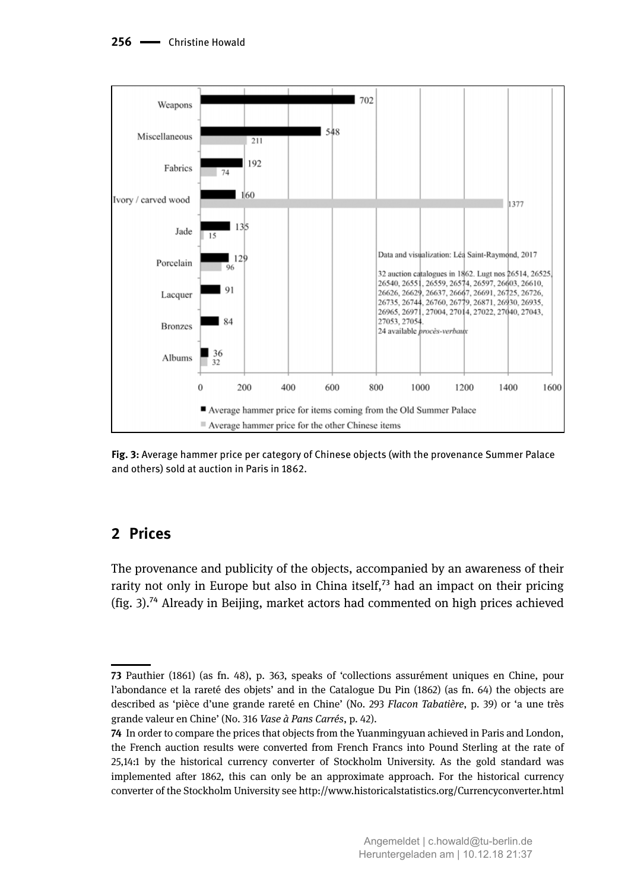| Category | Average hammer price for items coming from the Old Summer Palace | Average hammer price for the other Chinese items |
|---|---|---|
| Weapons | 702 | |
| Miscellaneous | 548 | 211 |
| Fabrics | 192 | 74 |
| Ivory / carved wood | 160 | 1377 |
| Jade | 135 | 15 |
| Porcelain | 129 | 96 |
| Lacquer | 91 | |
| Bronzes | 84 | |
| Albums | 36 | 32 |

Data and visualization: Léa Saint-Raymond, 2017

32 auction catalogues in 1862. Lugt nos 26514, 26525, 26540, 26551, 26559, 26574, 26597, 26603, 26610, 26626, 26629, 26637, 26667, 26691, 26725, 26726, 26735, 26744, 26760, 26779, 26871, 26930, 26935, 26965, 26971, 27004, 27014, 27022, 27040, 27043, 27053, 27054.
24 available *procès-verbaux*

**Fig. 3:** Average hammer price per category of Chinese objects (with the provenance Summer Palace and others) sold at auction in Paris in 1862.

## 2 Prices

The provenance and publicity of the objects, accompanied by an awareness of their rarity not only in Europe but also in China itself,[73] had an impact on their pricing (fig. 3).[74] Already in Beijing, market actors had commented on high prices achieved

---

**73** Pauthier (1861) (as fn. 48), p. 363, speaks of 'collections assurément uniques en Chine, pour l'abondance et la rareté des objets' and in the Catalogue Du Pin (1862) (as fn. 64) the objects are described as 'pièce d'une grande rareté en Chine' (No. 293 *Flacon Tabatière*, p. 39) or 'a une très grande valeur en Chine' (No. 316 *Vase à Pans Carrés*, p. 42).

**74** In order to compare the prices that objects from the Yuanmingyuan achieved in Paris and London, the French auction results were converted from French Francs into Pound Sterling at the rate of 25,14:1 by the historical currency converter of Stockholm University. As the gold standard was implemented after 1862, this can only be an approximate approach. For the historical currency converter of the Stockholm University see http://www.historicalstatistics.org/Currencyconverter.html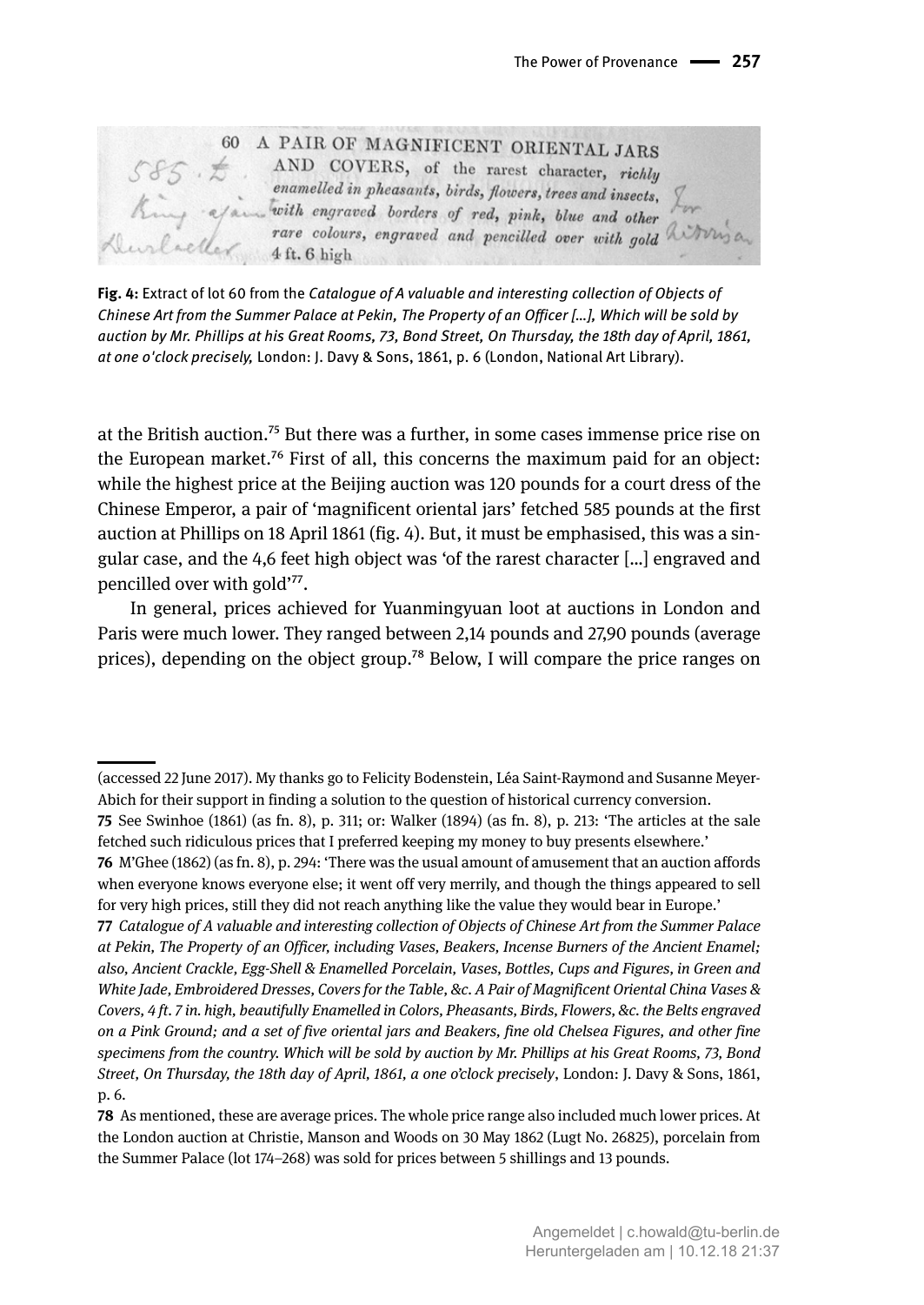60 A PAIR OF MAGNIFICENT ORIENTAL JARS AND COVERS, of the rarest character, *richly enamelled in pheasants, birds, flowers, trees and insects, with engraved borders of red, pink, blue and other rare colours, engraved and pencilled over with gold* 4 ft. 6 high

**Fig. 4:** Extract of lot 60 from the *Catalogue of A valuable and interesting collection of Objects of Chinese Art from the Summer Palace at Pekin, The Property of an Officer […], Which will be sold by auction by Mr. Phillips at his Great Rooms, 73, Bond Street, On Thursday, the 18th day of April, 1861, at one o'clock precisely,* London: J. Davy & Sons, 1861, p. 6 (London, National Art Library).

at the British auction.[75] But there was a further, in some cases immense price rise on the European market.[76] First of all, this concerns the maximum paid for an object: while the highest price at the Beijing auction was 120 pounds for a court dress of the Chinese Emperor, a pair of 'magnificent oriental jars' fetched 585 pounds at the first auction at Phillips on 18 April 1861 (fig. 4). But, it must be emphasised, this was a singular case, and the 4,6 feet high object was 'of the rarest character […] engraved and pencilled over with gold'[77].

In general, prices achieved for Yuanmingyuan loot at auctions in London and Paris were much lower. They ranged between 2,14 pounds and 27,90 pounds (average prices), depending on the object group.[78] Below, I will compare the price ranges on

---

(accessed 22 June 2017). My thanks go to Felicity Bodenstein, Léa Saint-Raymond and Susanne Meyer-Abich for their support in finding a solution to the question of historical currency conversion.

**75** See Swinhoe (1861) (as fn. 8), p. 311; or: Walker (1894) (as fn. 8), p. 213: 'The articles at the sale fetched such ridiculous prices that I preferred keeping my money to buy presents elsewhere.'

**76** M'Ghee (1862) (as fn. 8), p. 294: 'There was the usual amount of amusement that an auction affords when everyone knows everyone else; it went off very merrily, and though the things appeared to sell for very high prices, still they did not reach anything like the value they would bear in Europe.'

**77** *Catalogue of A valuable and interesting collection of Objects of Chinese Art from the Summer Palace at Pekin, The Property of an Officer, including Vases, Beakers, Incense Burners of the Ancient Enamel; also, Ancient Crackle, Egg-Shell & Enamelled Porcelain, Vases, Bottles, Cups and Figures, in Green and White Jade, Embroidered Dresses, Covers for the Table, &c. A Pair of Magnificent Oriental China Vases & Covers, 4 ft. 7 in. high, beautifully Enamelled in Colors, Pheasants, Birds, Flowers, &c. the Belts engraved on a Pink Ground; and a set of five oriental jars and Beakers, fine old Chelsea Figures, and other fine specimens from the country. Which will be sold by auction by Mr. Phillips at his Great Rooms, 73, Bond Street, On Thursday, the 18th day of April, 1861, a one o'clock precisely*, London: J. Davy & Sons, 1861, p. 6.

**78** As mentioned, these are average prices. The whole price range also included much lower prices. At the London auction at Christie, Manson and Woods on 30 May 1862 (Lugt No. 26825), porcelain from the Summer Palace (lot 174–268) was sold for prices between 5 shillings and 13 pounds.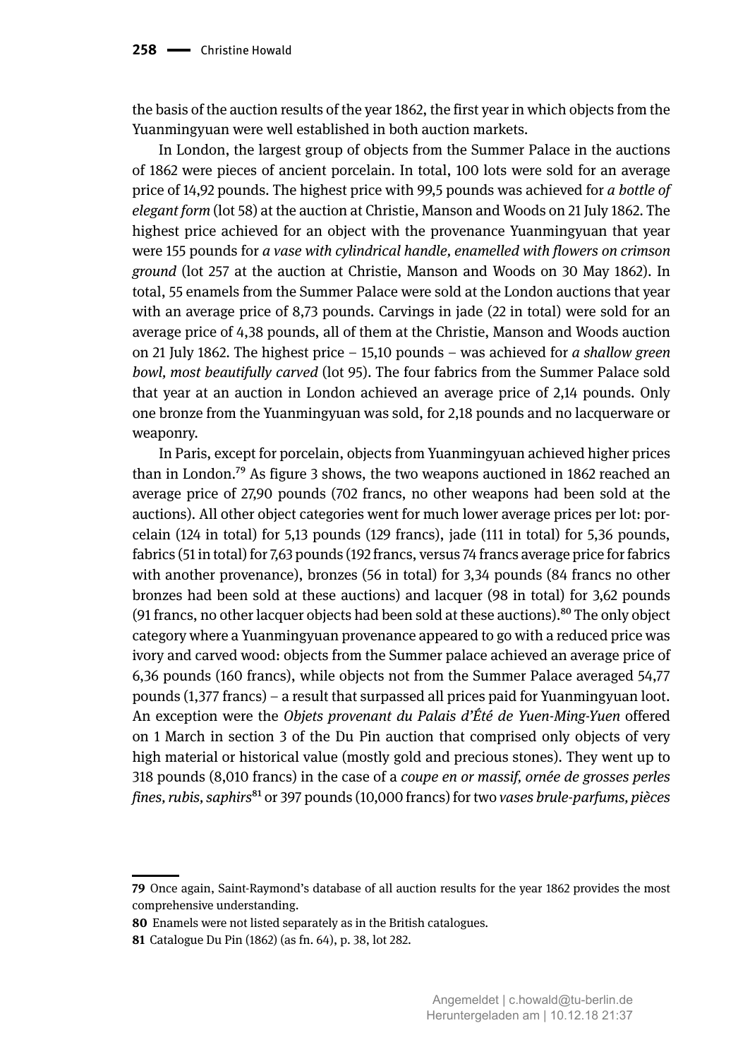the basis of the auction results of the year 1862, the first year in which objects from the Yuanmingyuan were well established in both auction markets.

In London, the largest group of objects from the Summer Palace in the auctions of 1862 were pieces of ancient porcelain. In total, 100 lots were sold for an average price of 14,92 pounds. The highest price with 99,5 pounds was achieved for *a bottle of elegant form* (lot 58) at the auction at Christie, Manson and Woods on 21 July 1862. The highest price achieved for an object with the provenance Yuanmingyuan that year were 155 pounds for *a vase with cylindrical handle, enamelled with flowers on crimson ground* (lot 257 at the auction at Christie, Manson and Woods on 30 May 1862). In total, 55 enamels from the Summer Palace were sold at the London auctions that year with an average price of 8,73 pounds. Carvings in jade (22 in total) were sold for an average price of 4,38 pounds, all of them at the Christie, Manson and Woods auction on 21 July 1862. The highest price – 15,10 pounds – was achieved for *a shallow green bowl, most beautifully carved* (lot 95). The four fabrics from the Summer Palace sold that year at an auction in London achieved an average price of 2,14 pounds. Only one bronze from the Yuanmingyuan was sold, for 2,18 pounds and no lacquerware or weaponry.

In Paris, except for porcelain, objects from Yuanmingyuan achieved higher prices than in London.[79] As figure 3 shows, the two weapons auctioned in 1862 reached an average price of 27,90 pounds (702 francs, no other weapons had been sold at the auctions). All other object categories went for much lower average prices per lot: porcelain (124 in total) for 5,13 pounds (129 francs), jade (111 in total) for 5,36 pounds, fabrics (51 in total) for 7,63 pounds (192 francs, versus 74 francs average price for fabrics with another provenance), bronzes (56 in total) for 3,34 pounds (84 francs no other bronzes had been sold at these auctions) and lacquer (98 in total) for 3,62 pounds (91 francs, no other lacquer objects had been sold at these auctions).[80] The only object category where a Yuanmingyuan provenance appeared to go with a reduced price was ivory and carved wood: objects from the Summer palace achieved an average price of 6,36 pounds (160 francs), while objects not from the Summer Palace averaged 54,77 pounds (1,377 francs) – a result that surpassed all prices paid for Yuanmingyuan loot. An exception were the *Objets provenant du Palais d'Été de Yuen-Ming-Yuen* offered on 1 March in section 3 of the Du Pin auction that comprised only objects of very high material or historical value (mostly gold and precious stones). They went up to 318 pounds (8,010 francs) in the case of a *coupe en or massif, ornée de grosses perles fines, rubis, saphirs*[81] or 397 pounds (10,000 francs) for two *vases brule-parfums, pièces*

---

[79] Once again, Saint-Raymond's database of all auction results for the year 1862 provides the most comprehensive understanding.

[80] Enamels were not listed separately as in the British catalogues.

[81] Catalogue Du Pin (1862) (as fn. 64), p. 38, lot 282.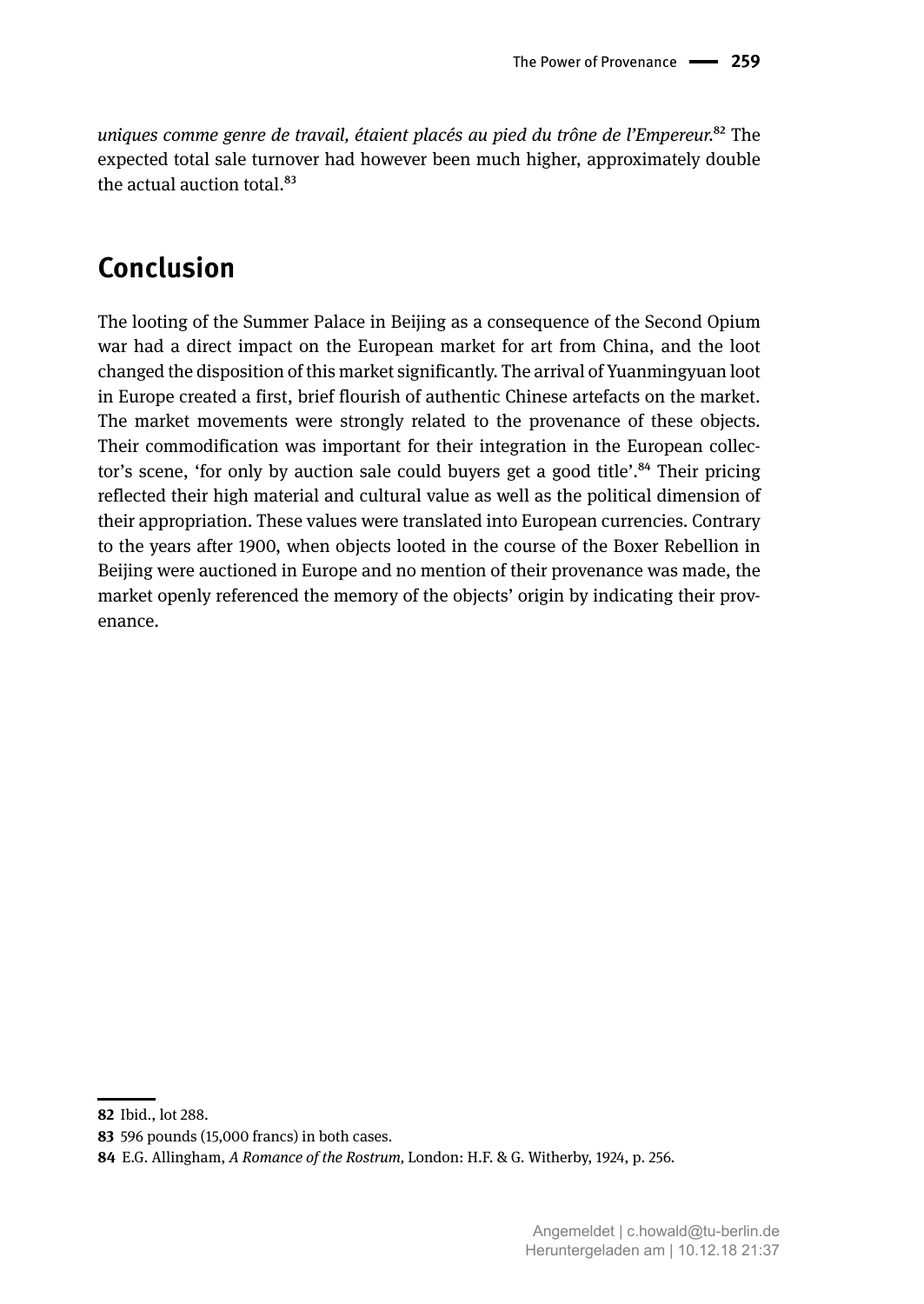*uniques comme genre de travail, étaient placés au pied du trône de l'Empereur.*[82] The expected total sale turnover had however been much higher, approximately double the actual auction total.[83]

## Conclusion

The looting of the Summer Palace in Beijing as a consequence of the Second Opium war had a direct impact on the European market for art from China, and the loot changed the disposition of this market significantly. The arrival of Yuanmingyuan loot in Europe created a first, brief flourish of authentic Chinese artefacts on the market. The market movements were strongly related to the provenance of these objects. Their commodification was important for their integration in the European collector's scene, 'for only by auction sale could buyers get a good title'.[84] Their pricing reflected their high material and cultural value as well as the political dimension of their appropriation. These values were translated into European currencies. Contrary to the years after 1900, when objects looted in the course of the Boxer Rebellion in Beijing were auctioned in Europe and no mention of their provenance was made, the market openly referenced the memory of the objects' origin by indicating their provenance.

---

**82** Ibid., lot 288.

**83** 596 pounds (15,000 francs) in both cases.

**84** E.G. Allingham, *A Romance of the Rostrum*, London: H.F. & G. Witherby, 1924, p. 256.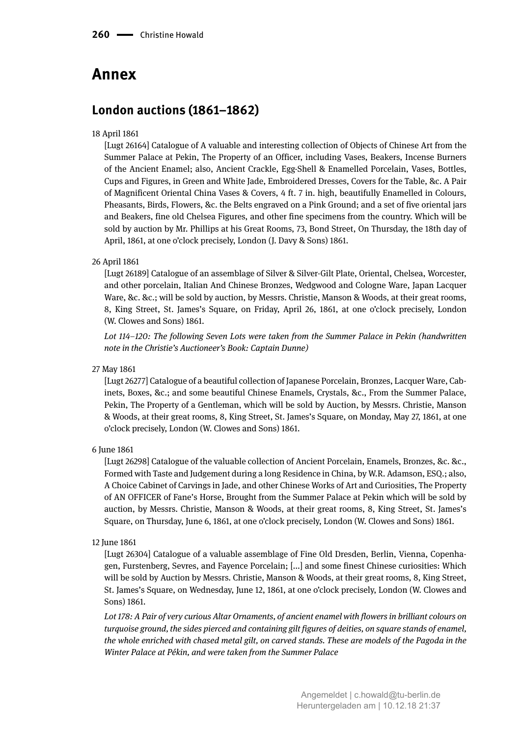# Annex

## London auctions (1861–1862)

18 April 1861

[Lugt 26164] Catalogue of A valuable and interesting collection of Objects of Chinese Art from the Summer Palace at Pekin, The Property of an Officer, including Vases, Beakers, Incense Burners of the Ancient Enamel; also, Ancient Crackle, Egg-Shell & Enamelled Porcelain, Vases, Bottles, Cups and Figures, in Green and White Jade, Embroidered Dresses, Covers for the Table, &c. A Pair of Magnificent Oriental China Vases & Covers, 4 ft. 7 in. high, beautifully Enamelled in Colours, Pheasants, Birds, Flowers, &c. the Belts engraved on a Pink Ground; and a set of five oriental jars and Beakers, fine old Chelsea Figures, and other fine specimens from the country. Which will be sold by auction by Mr. Phillips at his Great Rooms, 73, Bond Street, On Thursday, the 18th day of April, 1861, at one o'clock precisely, London (J. Davy & Sons) 1861.

26 April 1861

[Lugt 26189] Catalogue of an assemblage of Silver & Silver-Gilt Plate, Oriental, Chelsea, Worcester, and other porcelain, Italian And Chinese Bronzes, Wedgwood and Cologne Ware, Japan Lacquer Ware, &c. &c.; will be sold by auction, by Messrs. Christie, Manson & Woods, at their great rooms, 8, King Street, St. James's Square, on Friday, April 26, 1861, at one o'clock precisely, London (W. Clowes and Sons) 1861.

*Lot 114–120: The following Seven Lots were taken from the Summer Palace in Pekin (handwritten note in the Christie's Auctioneer's Book: Captain Dunne)*

27 May 1861

[Lugt 26277] Catalogue of a beautiful collection of Japanese Porcelain, Bronzes, Lacquer Ware, Cabinets, Boxes, &c.; and some beautiful Chinese Enamels, Crystals, &c., From the Summer Palace, Pekin, The Property of a Gentleman, which will be sold by Auction, by Messrs. Christie, Manson & Woods, at their great rooms, 8, King Street, St. James's Square, on Monday, May 27, 1861, at one o'clock precisely, London (W. Clowes and Sons) 1861.

6 June 1861

[Lugt 26298] Catalogue of the valuable collection of Ancient Porcelain, Enamels, Bronzes, &c. &c., Formed with Taste and Judgement during a long Residence in China, by W.R. Adamson, ESQ.; also, A Choice Cabinet of Carvings in Jade, and other Chinese Works of Art and Curiosities, The Property of AN OFFICER of Fane's Horse, Brought from the Summer Palace at Pekin which will be sold by auction, by Messrs. Christie, Manson & Woods, at their great rooms, 8, King Street, St. James's Square, on Thursday, June 6, 1861, at one o'clock precisely, London (W. Clowes and Sons) 1861.

12 June 1861

[Lugt 26304] Catalogue of a valuable assemblage of Fine Old Dresden, Berlin, Vienna, Copenhagen, Furstenberg, Sevres, and Fayence Porcelain; […] and some finest Chinese curiosities: Which will be sold by Auction by Messrs. Christie, Manson & Woods, at their great rooms, 8, King Street, St. James's Square, on Wednesday, June 12, 1861, at one o'clock precisely, London (W. Clowes and Sons) 1861.

*Lot 178: A Pair of very curious Altar Ornaments, of ancient enamel with flowers in brilliant colours on turquoise ground, the sides pierced and containing gilt figures of deities, on square stands of enamel, the whole enriched with chased metal gilt, on carved stands. These are models of the Pagoda in the Winter Palace at Pékin, and were taken from the Summer Palace*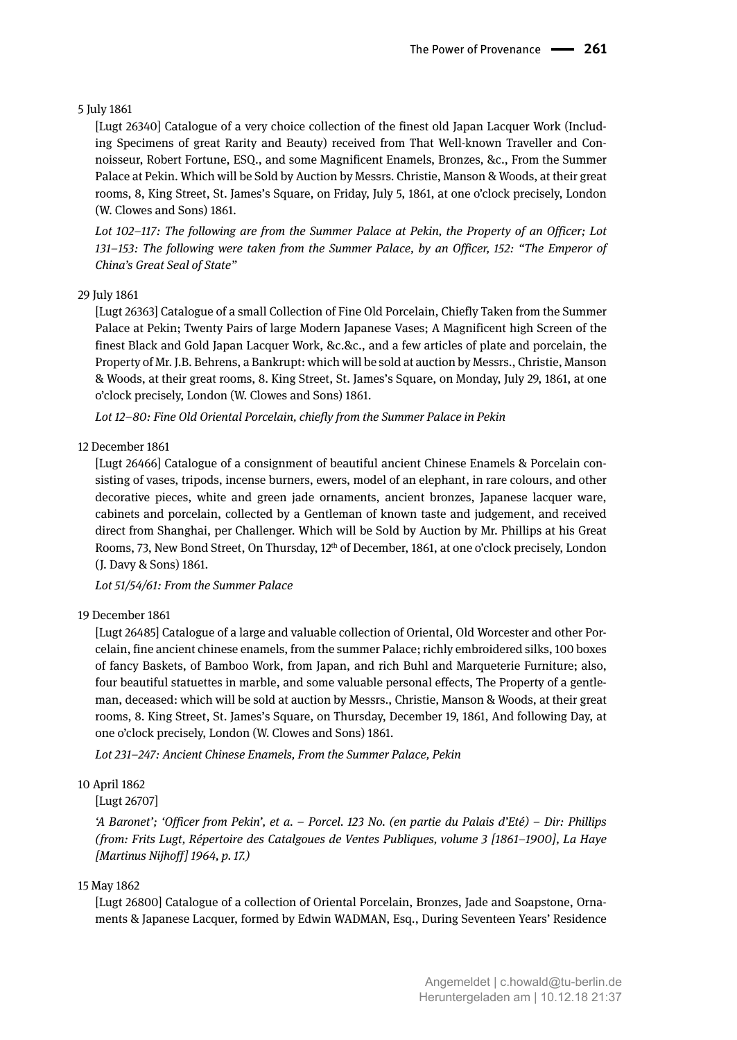5 July 1861

[Lugt 26340] Catalogue of a very choice collection of the finest old Japan Lacquer Work (Including Specimens of great Rarity and Beauty) received from That Well-known Traveller and Connoisseur, Robert Fortune, ESQ., and some Magnificent Enamels, Bronzes, &c., From the Summer Palace at Pekin. Which will be Sold by Auction by Messrs. Christie, Manson & Woods, at their great rooms, 8, King Street, St. James's Square, on Friday, July 5, 1861, at one o'clock precisely, London (W. Clowes and Sons) 1861.

*Lot 102–117: The following are from the Summer Palace at Pekin, the Property of an Officer; Lot 131–153: The following were taken from the Summer Palace, by an Officer, 152: "The Emperor of China's Great Seal of State"*

29 July 1861

[Lugt 26363] Catalogue of a small Collection of Fine Old Porcelain, Chiefly Taken from the Summer Palace at Pekin; Twenty Pairs of large Modern Japanese Vases; A Magnificent high Screen of the finest Black and Gold Japan Lacquer Work, &c.&c., and a few articles of plate and porcelain, the Property of Mr. J.B. Behrens, a Bankrupt: which will be sold at auction by Messrs., Christie, Manson & Woods, at their great rooms, 8. King Street, St. James's Square, on Monday, July 29, 1861, at one o'clock precisely, London (W. Clowes and Sons) 1861.

*Lot 12–80: Fine Old Oriental Porcelain, chiefly from the Summer Palace in Pekin*

12 December 1861

[Lugt 26466] Catalogue of a consignment of beautiful ancient Chinese Enamels & Porcelain consisting of vases, tripods, incense burners, ewers, model of an elephant, in rare colours, and other decorative pieces, white and green jade ornaments, ancient bronzes, Japanese lacquer ware, cabinets and porcelain, collected by a Gentleman of known taste and judgement, and received direct from Shanghai, per Challenger. Which will be Sold by Auction by Mr. Phillips at his Great Rooms, 73, New Bond Street, On Thursday, 12th of December, 1861, at one o'clock precisely, London (J. Davy & Sons) 1861.

*Lot 51/54/61: From the Summer Palace*

19 December 1861

[Lugt 26485] Catalogue of a large and valuable collection of Oriental, Old Worcester and other Porcelain, fine ancient chinese enamels, from the summer Palace; richly embroidered silks, 100 boxes of fancy Baskets, of Bamboo Work, from Japan, and rich Buhl and Marqueterie Furniture; also, four beautiful statuettes in marble, and some valuable personal effects, The Property of a gentleman, deceased: which will be sold at auction by Messrs., Christie, Manson & Woods, at their great rooms, 8. King Street, St. James's Square, on Thursday, December 19, 1861, And following Day, at one o'clock precisely, London (W. Clowes and Sons) 1861.

*Lot 231–247: Ancient Chinese Enamels, From the Summer Palace, Pekin*

10 April 1862

[Lugt 26707]

*'A Baronet'; 'Officer from Pekin', et a. – Porcel. 123 No. (en partie du Palais d'Eté) – Dir: Phillips (from: Frits Lugt, Répertoire des Catalgoues de Ventes Publiques, volume 3 [1861–1900], La Haye [Martinus Nijhoff] 1964, p. 17.)*

15 May 1862

[Lugt 26800] Catalogue of a collection of Oriental Porcelain, Bronzes, Jade and Soapstone, Ornaments & Japanese Lacquer, formed by Edwin WADMAN, Esq., During Seventeen Years' Residence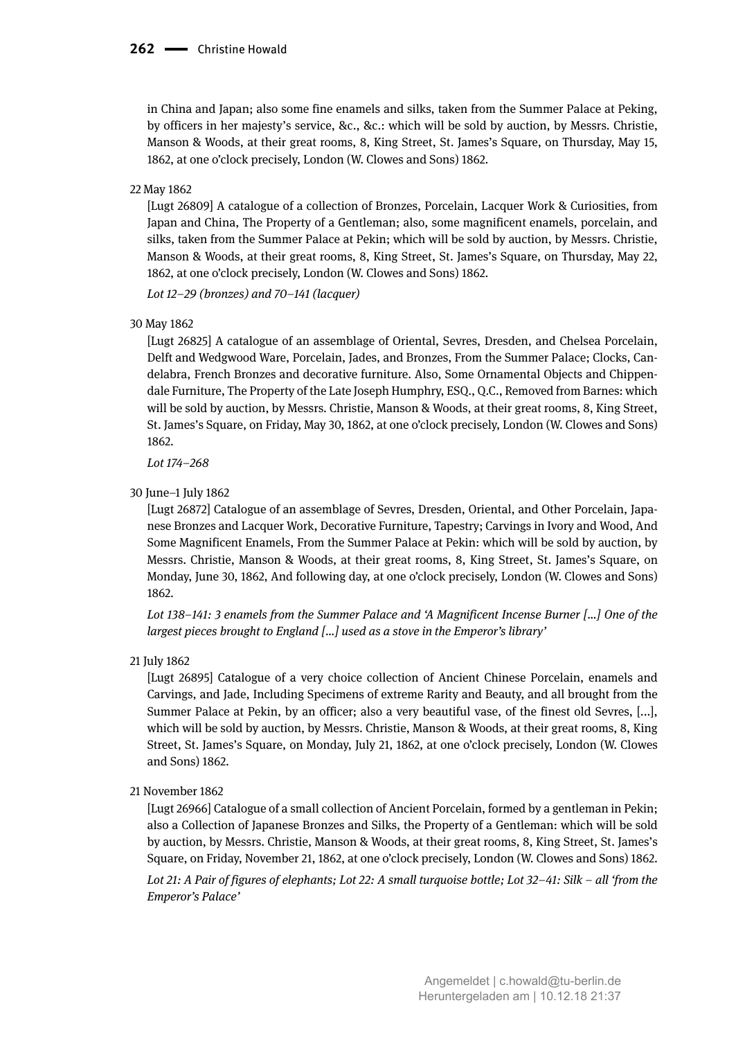in China and Japan; also some fine enamels and silks, taken from the Summer Palace at Peking, by officers in her majesty's service, &c., &c.: which will be sold by auction, by Messrs. Christie, Manson & Woods, at their great rooms, 8, King Street, St. James's Square, on Thursday, May 15, 1862, at one o'clock precisely, London (W. Clowes and Sons) 1862.

22 May 1862

[Lugt 26809] A catalogue of a collection of Bronzes, Porcelain, Lacquer Work & Curiosities, from Japan and China, The Property of a Gentleman; also, some magnificent enamels, porcelain, and silks, taken from the Summer Palace at Pekin; which will be sold by auction, by Messrs. Christie, Manson & Woods, at their great rooms, 8, King Street, St. James's Square, on Thursday, May 22, 1862, at one o'clock precisely, London (W. Clowes and Sons) 1862.

*Lot 12–29 (bronzes) and 70–141 (lacquer)*

30 May 1862

[Lugt 26825] A catalogue of an assemblage of Oriental, Sevres, Dresden, and Chelsea Porcelain, Delft and Wedgwood Ware, Porcelain, Jades, and Bronzes, From the Summer Palace; Clocks, Candelabra, French Bronzes and decorative furniture. Also, Some Ornamental Objects and Chippendale Furniture, The Property of the Late Joseph Humphry, ESQ., Q.C., Removed from Barnes: which will be sold by auction, by Messrs. Christie, Manson & Woods, at their great rooms, 8, King Street, St. James's Square, on Friday, May 30, 1862, at one o'clock precisely, London (W. Clowes and Sons) 1862.

*Lot 174–268*

30 June–1 July 1862

[Lugt 26872] Catalogue of an assemblage of Sevres, Dresden, Oriental, and Other Porcelain, Japanese Bronzes and Lacquer Work, Decorative Furniture, Tapestry; Carvings in Ivory and Wood, And Some Magnificent Enamels, From the Summer Palace at Pekin: which will be sold by auction, by Messrs. Christie, Manson & Woods, at their great rooms, 8, King Street, St. James's Square, on Monday, June 30, 1862, And following day, at one o'clock precisely, London (W. Clowes and Sons) 1862.

*Lot 138–141: 3 enamels from the Summer Palace and 'A Magnificent Incense Burner [...] One of the largest pieces brought to England [...] used as a stove in the Emperor's library'*

21 July 1862

[Lugt 26895] Catalogue of a very choice collection of Ancient Chinese Porcelain, enamels and Carvings, and Jade, Including Specimens of extreme Rarity and Beauty, and all brought from the Summer Palace at Pekin, by an officer; also a very beautiful vase, of the finest old Sevres, [...], which will be sold by auction, by Messrs. Christie, Manson & Woods, at their great rooms, 8, King Street, St. James's Square, on Monday, July 21, 1862, at one o'clock precisely, London (W. Clowes and Sons) 1862.

21 November 1862

[Lugt 26966] Catalogue of a small collection of Ancient Porcelain, formed by a gentleman in Pekin; also a Collection of Japanese Bronzes and Silks, the Property of a Gentleman: which will be sold by auction, by Messrs. Christie, Manson & Woods, at their great rooms, 8, King Street, St. James's Square, on Friday, November 21, 1862, at one o'clock precisely, London (W. Clowes and Sons) 1862.

*Lot 21: A Pair of figures of elephants; Lot 22: A small turquoise bottle; Lot 32–41: Silk – all 'from the Emperor's Palace'*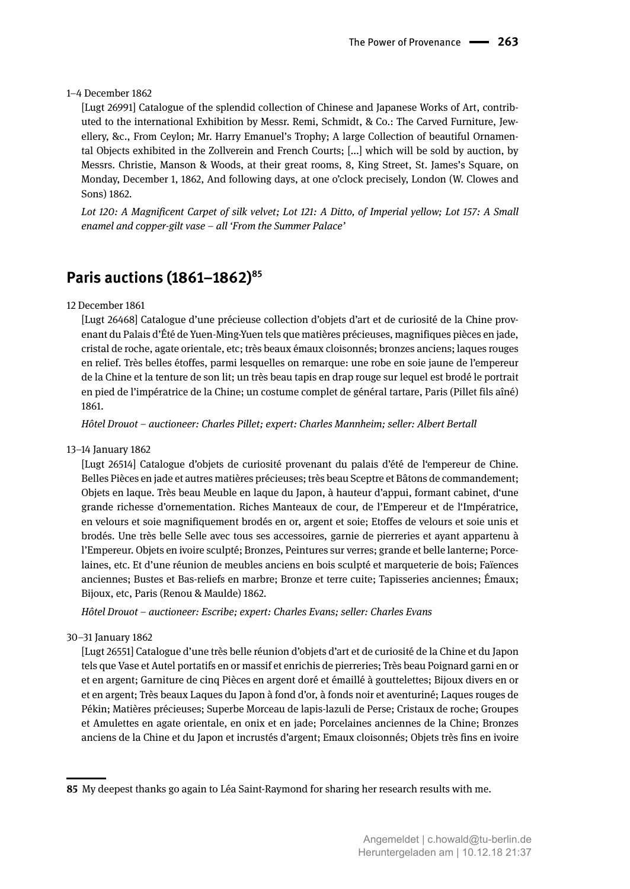1–4 December 1862

[Lugt 26991] Catalogue of the splendid collection of Chinese and Japanese Works of Art, contributed to the international Exhibition by Messr. Remi, Schmidt, & Co.: The Carved Furniture, Jewellery, &c., From Ceylon; Mr. Harry Emanuel's Trophy; A large Collection of beautiful Ornamental Objects exhibited in the Zollverein and French Courts; […] which will be sold by auction, by Messrs. Christie, Manson & Woods, at their great rooms, 8, King Street, St. James's Square, on Monday, December 1, 1862, And following days, at one o'clock precisely, London (W. Clowes and Sons) 1862.

*Lot 120: A Magnificent Carpet of silk velvet; Lot 121: A Ditto, of Imperial yellow; Lot 157: A Small enamel and copper-gilt vase – all 'From the Summer Palace'*

## Paris auctions (1861–1862)[85]

12 December 1861

[Lugt 26468] Catalogue d'une précieuse collection d'objets d'art et de curiosité de la Chine provenant du Palais d'Été de Yuen-Ming-Yuen tels que matières précieuses, magnifiques pièces en jade, cristal de roche, agate orientale, etc; très beaux émaux cloisonnés; bronzes anciens; laques rouges en relief. Très belles étoffes, parmi lesquelles on remarque: une robe en soie jaune de l'empereur de la Chine et la tenture de son lit; un très beau tapis en drap rouge sur lequel est brodé le portrait en pied de l'impératrice de la Chine; un costume complet de général tartare, Paris (Pillet fils aîné) 1861.

*Hôtel Drouot – auctioneer: Charles Pillet; expert: Charles Mannheim; seller: Albert Bertall*

13–14 January 1862

[Lugt 26514] Catalogue d'objets de curiosité provenant du palais d'été de l'empereur de Chine. Belles Pièces en jade et autres matières précieuses; très beau Sceptre et Bâtons de commandement; Objets en laque. Très beau Meuble en laque du Japon, à hauteur d'appui, formant cabinet, d'une grande richesse d'ornementation. Riches Manteaux de cour, de l'Empereur et de l'Impératrice, en velours et soie magnifiquement brodés en or, argent et soie; Etoffes de velours et soie unis et brodés. Une très belle Selle avec tous ses accessoires, garnie de pierreries et ayant appartenu à l'Empereur. Objets en ivoire sculpté; Bronzes, Peintures sur verres; grande et belle lanterne; Porcelaines, etc. Et d'une réunion de meubles anciens en bois sculpté et marqueterie de bois; Faïences anciennes; Bustes et Bas-reliefs en marbre; Bronze et terre cuite; Tapisseries anciennes; Émaux; Bijoux, etc, Paris (Renou & Maulde) 1862.

*Hôtel Drouot – auctioneer: Escribe; expert: Charles Evans; seller: Charles Evans*

30–31 January 1862

[Lugt 26551] Catalogue d'une très belle réunion d'objets d'art et de curiosité de la Chine et du Japon tels que Vase et Autel portatifs en or massif et enrichis de pierreries; Très beau Poignard garni en or et en argent; Garniture de cinq Pièces en argent doré et émaillé à gouttelettes; Bijoux divers en or et en argent; Très beaux Laques du Japon à fond d'or, à fonds noir et aventuriné; Laques rouges de Pékin; Matières précieuses; Superbe Morceau de lapis-lazuli de Perse; Cristaux de roche; Groupes et Amulettes en agate orientale, en onix et en jade; Porcelaines anciennes de la Chine; Bronzes anciens de la Chine et du Japon et incrustés d'argent; Emaux cloisonnés; Objets très fins en ivoire

85 My deepest thanks go again to Léa Saint-Raymond for sharing her research results with me.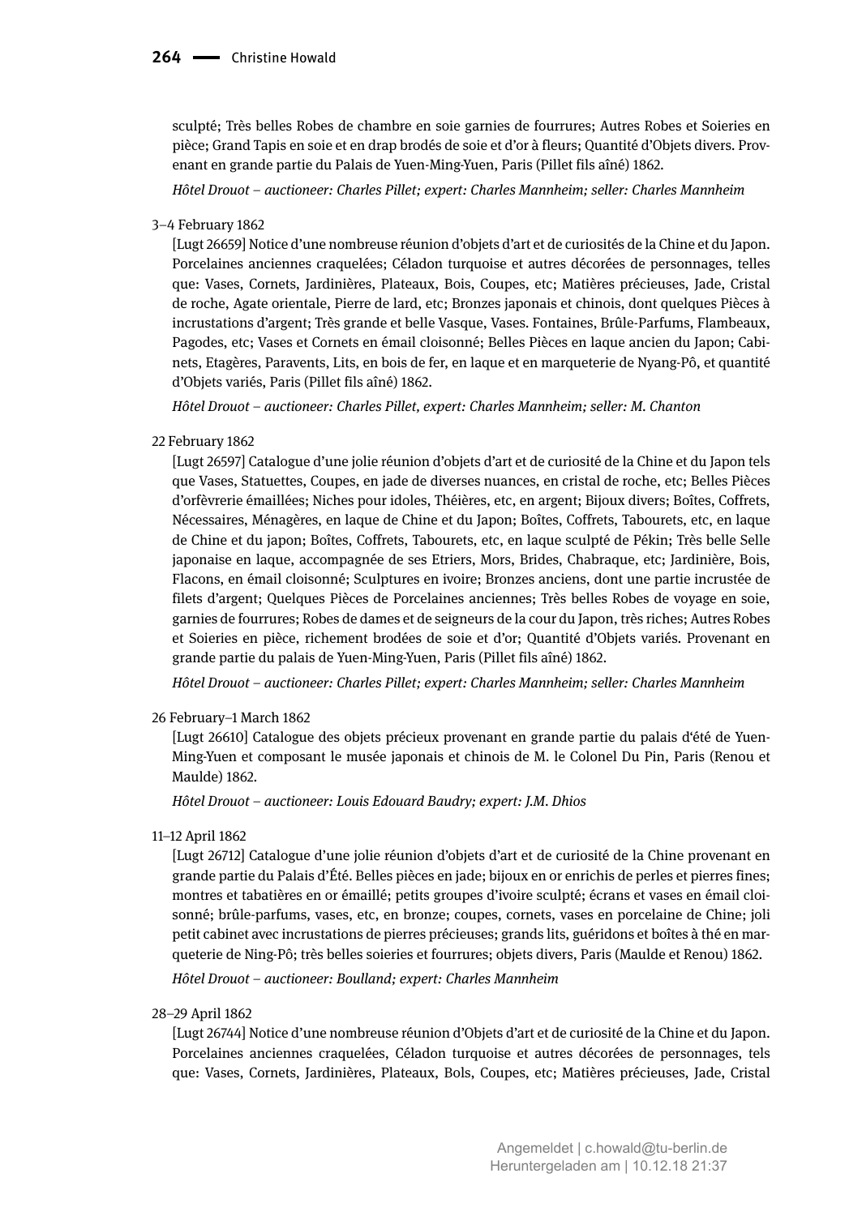sculpté; Très belles Robes de chambre en soie garnies de fourrures; Autres Robes et Soieries en pièce; Grand Tapis en soie et en drap brodés de soie et d'or à fleurs; Quantité d'Objets divers. Provenant en grande partie du Palais de Yuen-Ming-Yuen, Paris (Pillet fils aîné) 1862.

*Hôtel Drouot – auctioneer: Charles Pillet; expert: Charles Mannheim; seller: Charles Mannheim*

3–4 February 1862

[Lugt 26659] Notice d'une nombreuse réunion d'objets d'art et de curiosités de la Chine et du Japon. Porcelaines anciennes craquelées; Céladon turquoise et autres décorées de personnages, telles que: Vases, Cornets, Jardinières, Plateaux, Bois, Coupes, etc; Matières précieuses, Jade, Cristal de roche, Agate orientale, Pierre de lard, etc; Bronzes japonais et chinois, dont quelques Pièces à incrustations d'argent; Très grande et belle Vasque, Vases. Fontaines, Brûle-Parfums, Flambeaux, Pagodes, etc; Vases et Cornets en émail cloisonné; Belles Pièces en laque ancien du Japon; Cabinets, Etagères, Paravents, Lits, en bois de fer, en laque et en marqueterie de Nyang-Pô, et quantité d'Objets variés, Paris (Pillet fils aîné) 1862.

*Hôtel Drouot – auctioneer: Charles Pillet, expert: Charles Mannheim; seller: M. Chanton*

22 February 1862

[Lugt 26597] Catalogue d'une jolie réunion d'objets d'art et de curiosité de la Chine et du Japon tels que Vases, Statuettes, Coupes, en jade de diverses nuances, en cristal de roche, etc; Belles Pièces d'orfèvrerie émaillées; Niches pour idoles, Théières, etc, en argent; Bijoux divers; Boîtes, Coffrets, Nécessaires, Ménagères, en laque de Chine et du Japon; Boîtes, Coffrets, Tabourets, etc, en laque de Chine et du japon; Boîtes, Coffrets, Tabourets, etc, en laque sculpté de Pékin; Très belle Selle japonaise en laque, accompagnée de ses Etriers, Mors, Brides, Chabraque, etc; Jardinière, Bois, Flacons, en émail cloisonné; Sculptures en ivoire; Bronzes anciens, dont une partie incrustée de filets d'argent; Quelques Pièces de Porcelaines anciennes; Très belles Robes de voyage en soie, garnies de fourrures; Robes de dames et de seigneurs de la cour du Japon, très riches; Autres Robes et Soieries en pièce, richement brodées de soie et d'or; Quantité d'Objets variés. Provenant en grande partie du palais de Yuen-Ming-Yuen, Paris (Pillet fils aîné) 1862.

*Hôtel Drouot – auctioneer: Charles Pillet; expert: Charles Mannheim; seller: Charles Mannheim*

26 February–1 March 1862

[Lugt 26610] Catalogue des objets précieux provenant en grande partie du palais d'été de Yuen-Ming-Yuen et composant le musée japonais et chinois de M. le Colonel Du Pin, Paris (Renou et Maulde) 1862.

*Hôtel Drouot – auctioneer: Louis Edouard Baudry; expert: J.M. Dhios*

11–12 April 1862

[Lugt 26712] Catalogue d'une jolie réunion d'objets d'art et de curiosité de la Chine provenant en grande partie du Palais d'Été. Belles pièces en jade; bijoux en or enrichis de perles et pierres fines; montres et tabatières en or émaillé; petits groupes d'ivoire sculpté; écrans et vases en émail cloisonné; brûle-parfums, vases, etc, en bronze; coupes, cornets, vases en porcelaine de Chine; joli petit cabinet avec incrustations de pierres précieuses; grands lits, guéridons et boîtes à thé en marqueterie de Ning-Pô; très belles soieries et fourrures; objets divers, Paris (Maulde et Renou) 1862.

*Hôtel Drouot – auctioneer: Boulland; expert: Charles Mannheim*

28–29 April 1862

[Lugt 26744] Notice d'une nombreuse réunion d'Objets d'art et de curiosité de la Chine et du Japon. Porcelaines anciennes craquelées, Céladon turquoise et autres décorées de personnages, tels que: Vases, Cornets, Jardinières, Plateaux, Bols, Coupes, etc; Matières précieuses, Jade, Cristal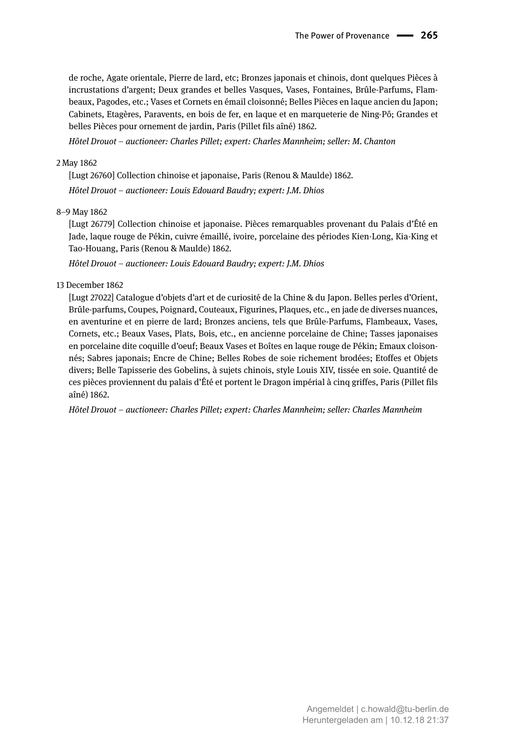de roche, Agate orientale, Pierre de lard, etc; Bronzes japonais et chinois, dont quelques Pièces à incrustations d'argent; Deux grandes et belles Vasques, Vases, Fontaines, Brûle-Parfums, Flambeaux, Pagodes, etc.; Vases et Cornets en émail cloisonné; Belles Pièces en laque ancien du Japon; Cabinets, Etagères, Paravents, en bois de fer, en laque et en marqueterie de Ning-Pô; Grandes et belles Pièces pour ornement de jardin, Paris (Pillet fils aîné) 1862.

*Hôtel Drouot – auctioneer: Charles Pillet; expert: Charles Mannheim; seller: M. Chanton*

2 May 1862

[Lugt 26760] Collection chinoise et japonaise, Paris (Renou & Maulde) 1862.

*Hôtel Drouot – auctioneer: Louis Edouard Baudry; expert: J.M. Dhios*

8–9 May 1862

[Lugt 26779] Collection chinoise et japonaise. Pièces remarquables provenant du Palais d'Été en Jade, laque rouge de Pékin, cuivre émaillé, ivoire, porcelaine des périodes Kien-Long, Kia-King et Tao-Houang, Paris (Renou & Maulde) 1862.

*Hôtel Drouot – auctioneer: Louis Edouard Baudry; expert: J.M. Dhios*

13 December 1862

[Lugt 27022] Catalogue d'objets d'art et de curiosité de la Chine & du Japon. Belles perles d'Orient, Brûle-parfums, Coupes, Poignard, Couteaux, Figurines, Plaques, etc., en jade de diverses nuances, en aventurine et en pierre de lard; Bronzes anciens, tels que Brûle-Parfums, Flambeaux, Vases, Cornets, etc.; Beaux Vases, Plats, Bois, etc., en ancienne porcelaine de Chine; Tasses japonaises en porcelaine dite coquille d'oeuf; Beaux Vases et Boîtes en laque rouge de Pékin; Emaux cloisonnés; Sabres japonais; Encre de Chine; Belles Robes de soie richement brodées; Etoffes et Objets divers; Belle Tapisserie des Gobelins, à sujets chinois, style Louis XIV, tissée en soie. Quantité de ces pièces proviennent du palais d'Été et portent le Dragon impérial à cinq griffes, Paris (Pillet fils aîné) 1862.

*Hôtel Drouot – auctioneer: Charles Pillet; expert: Charles Mannheim; seller: Charles Mannheim*